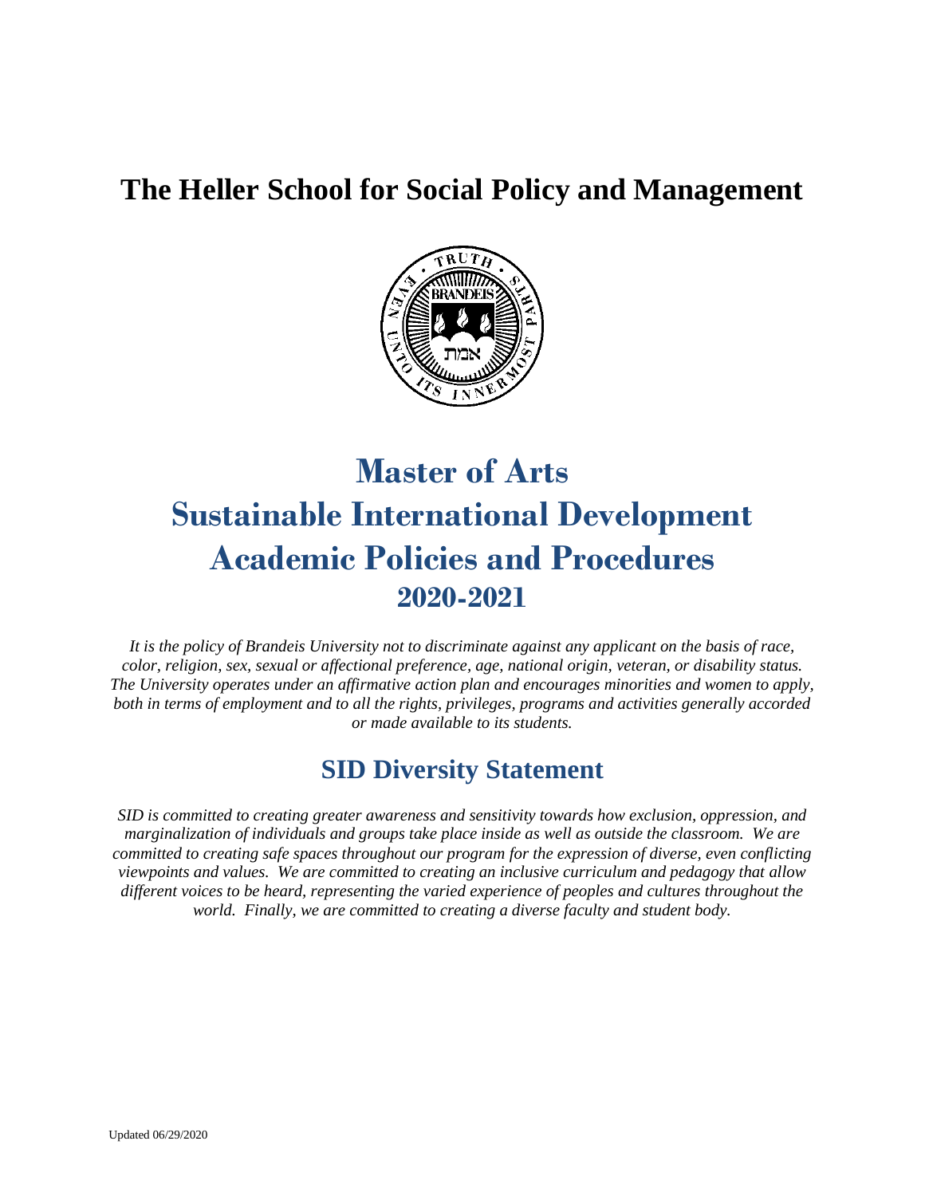# The Heller School for Social Policy and Management

# Master of Arts
# Sustainable International Development
# Academic Policies and Procedures
# 2020-2021

*It is the policy of Brandeis University not to discriminate against any applicant on the basis of race, color, religion, sex, sexual or affectional preference, age, national origin, veteran, or disability status. The University operates under an affirmative action plan and encourages minorities and women to apply, both in terms of employment and to all the rights, privileges, programs and activities generally accorded or made available to its students.*

## SID Diversity Statement

*SID is committed to creating greater awareness and sensitivity towards how exclusion, oppression, and marginalization of individuals and groups take place inside as well as outside the classroom. We are committed to creating safe spaces throughout our program for the expression of diverse, even conflicting viewpoints and values. We are committed to creating an inclusive curriculum and pedagogy that allow different voices to be heard, representing the varied experience of peoples and cultures throughout the world. Finally, we are committed to creating a diverse faculty and student body.*

Updated 06/29/2020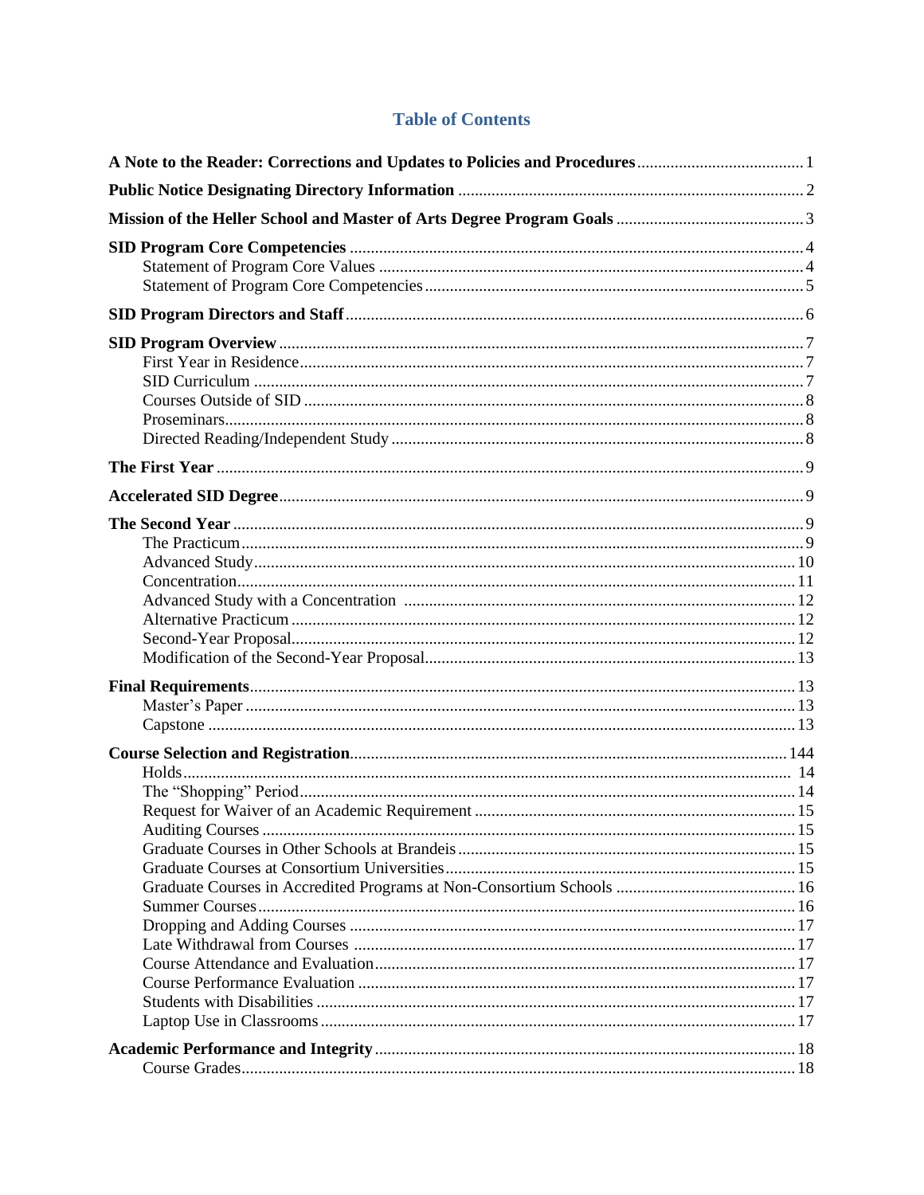## Table of Contents

**A Note to the Reader: Corrections and Updates to Policies and Procedures** ........ 1

**Public Notice Designating Directory Information** ........ 2

**Mission of the Heller School and Master of Arts Degree Program Goals** ........ 3

**SID Program Core Competencies** ........ 4
- Statement of Program Core Values ........ 4
- Statement of Program Core Competencies ........ 5

**SID Program Directors and Staff** ........ 6

**SID Program Overview** ........ 7
- First Year in Residence ........ 7
- SID Curriculum ........ 7
- Courses Outside of SID ........ 8
- Proseminars ........ 8
- Directed Reading/Independent Study ........ 8

**The First Year** ........ 9

**Accelerated SID Degree** ........ 9

**The Second Year** ........ 9
- The Practicum ........ 9
- Advanced Study ........ 10
- Concentration ........ 11
- Advanced Study with a Concentration ........ 12
- Alternative Practicum ........ 12
- Second-Year Proposal ........ 12
- Modification of the Second-Year Proposal ........ 13

**Final Requirements** ........ 13
- Master's Paper ........ 13
- Capstone ........ 13

**Course Selection and Registration** ........ 144
- Holds ........ 14
- The "Shopping" Period ........ 14
- Request for Waiver of an Academic Requirement ........ 15
- Auditing Courses ........ 15
- Graduate Courses in Other Schools at Brandeis ........ 15
- Graduate Courses at Consortium Universities ........ 15
- Graduate Courses in Accredited Programs at Non-Consortium Schools ........ 16
- Summer Courses ........ 16
- Dropping and Adding Courses ........ 17
- Late Withdrawal from Courses ........ 17
- Course Attendance and Evaluation ........ 17
- Course Performance Evaluation ........ 17
- Students with Disabilities ........ 17
- Laptop Use in Classrooms ........ 17

**Academic Performance and Integrity** ........ 18
- Course Grades ........ 18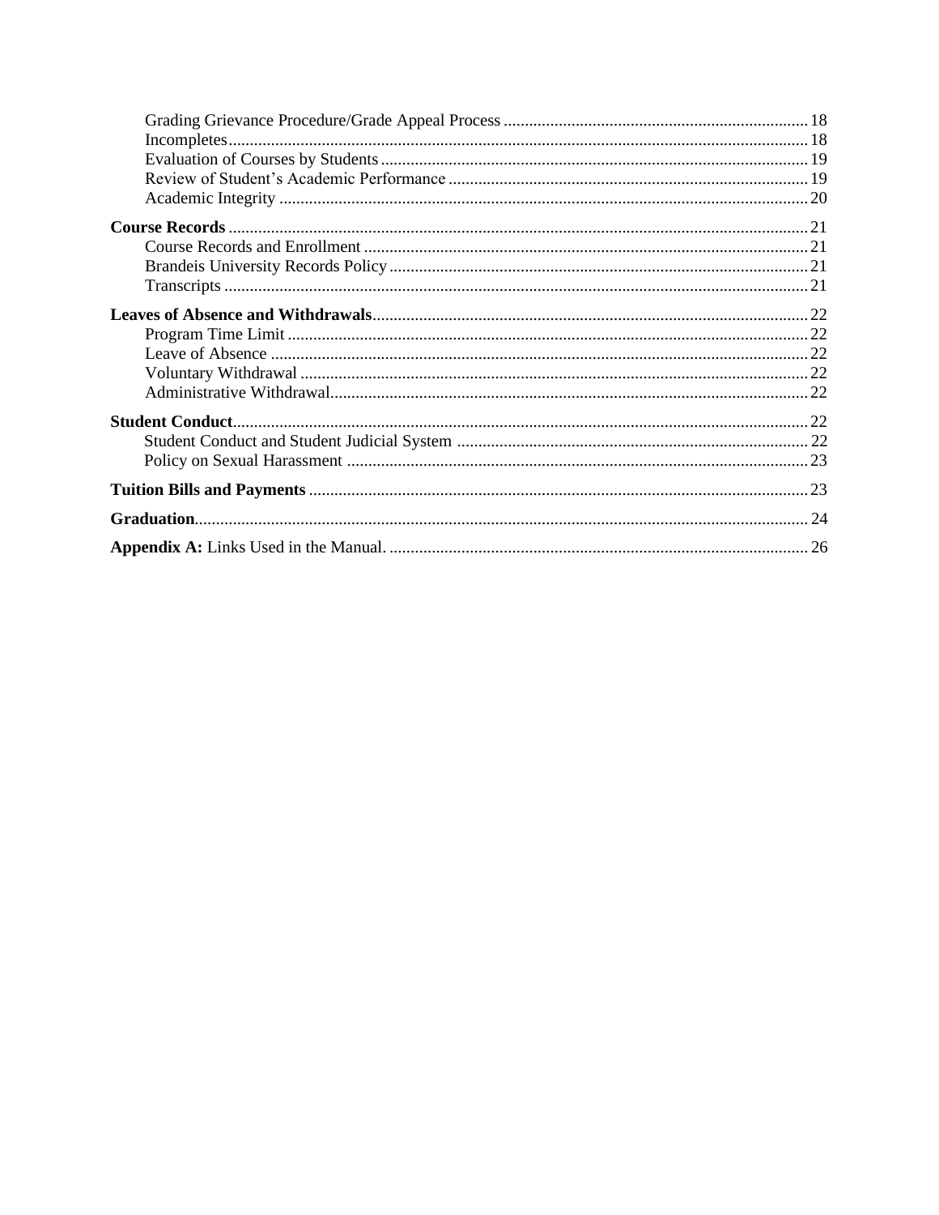Grading Grievance Procedure/Grade Appeal Process ........................................................................ 18
Incompletes ........................................................................................................................ 18
Evaluation of Courses by Students .................................................................................... 19
Review of Student's Academic Performance .................................................................... 19
Academic Integrity ............................................................................................................ 20

**Course Records** ........................................................................................................................ 21
Course Records and Enrollment ........................................................................................ 21
Brandeis University Records Policy .................................................................................. 21
Transcripts ......................................................................................................................... 21

**Leaves of Absence and Withdrawals** ...................................................................................... 22
Program Time Limit .......................................................................................................... 22
Leave of Absence .............................................................................................................. 22
Voluntary Withdrawal ....................................................................................................... 22
Administrative Withdrawal ................................................................................................ 22

**Student Conduct** ...................................................................................................................... 22
Student Conduct and Student Judicial System .................................................................. 22
Policy on Sexual Harassment ............................................................................................ 23

**Tuition Bills and Payments** ..................................................................................................... 23

**Graduation** ................................................................................................................................ 24

**Appendix A:** Links Used in the Manual. .................................................................................. 26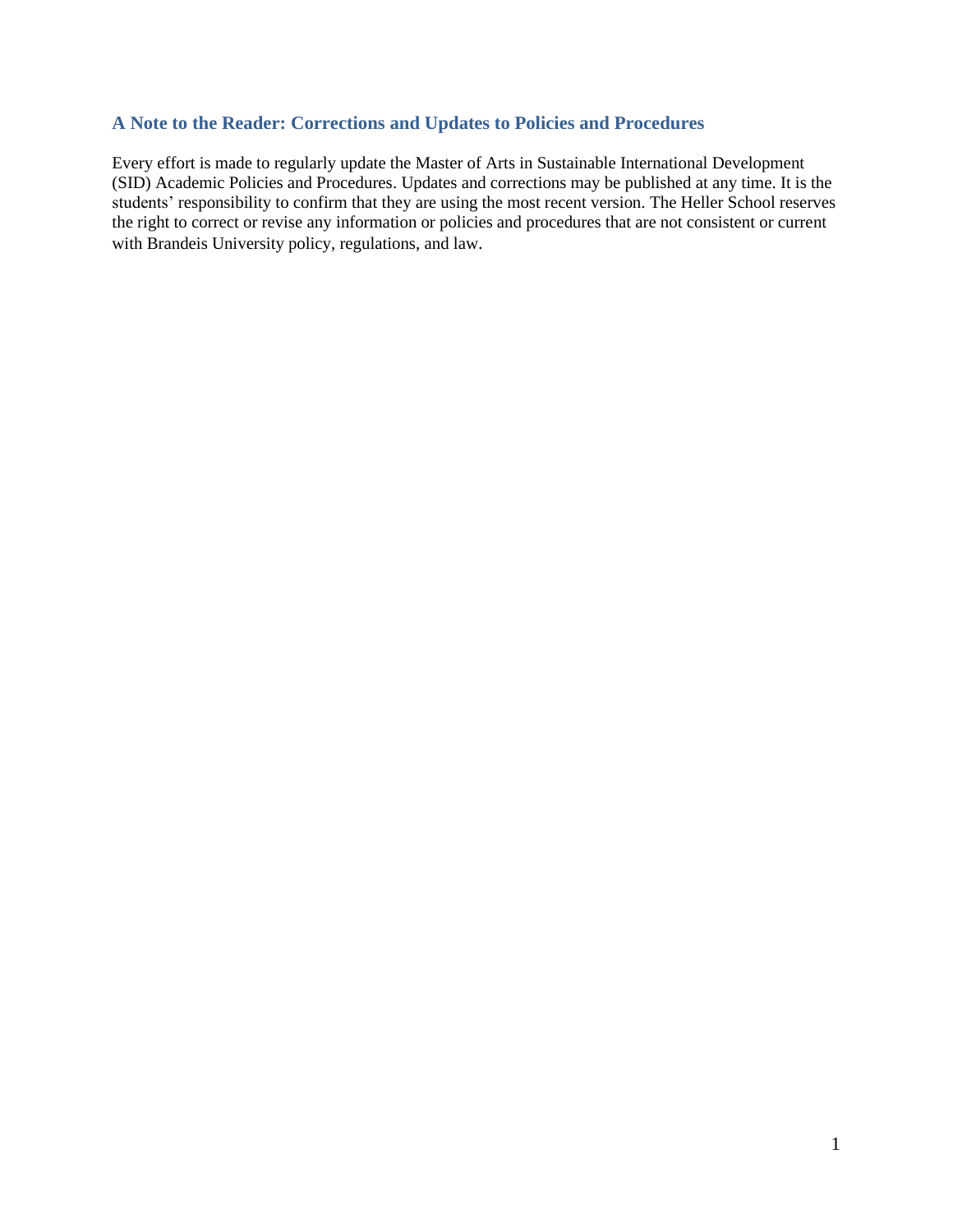## A Note to the Reader: Corrections and Updates to Policies and Procedures

Every effort is made to regularly update the Master of Arts in Sustainable International Development (SID) Academic Policies and Procedures. Updates and corrections may be published at any time. It is the students' responsibility to confirm that they are using the most recent version. The Heller School reserves the right to correct or revise any information or policies and procedures that are not consistent or current with Brandeis University policy, regulations, and law.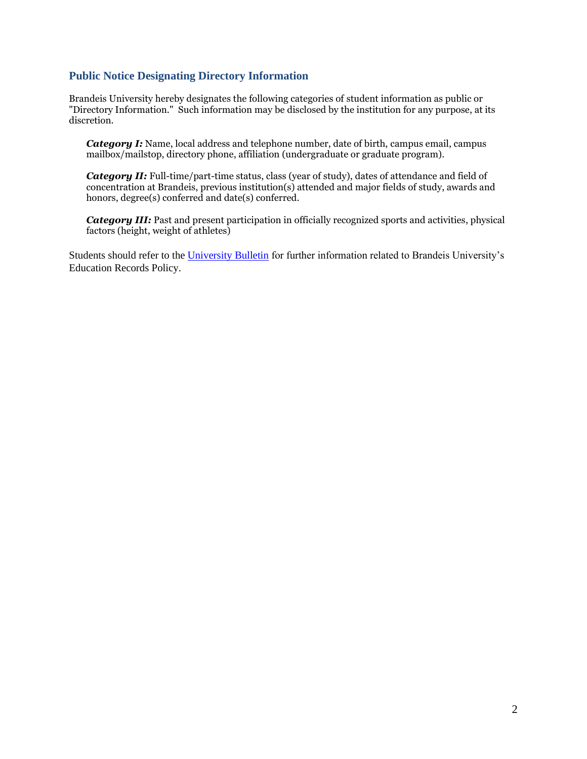## Public Notice Designating Directory Information

Brandeis University hereby designates the following categories of student information as public or "Directory Information." Such information may be disclosed by the institution for any purpose, at its discretion.

> ***Category I:*** Name, local address and telephone number, date of birth, campus email, campus mailbox/mailstop, directory phone, affiliation (undergraduate or graduate program).
>
> ***Category II:*** Full-time/part-time status, class (year of study), dates of attendance and field of concentration at Brandeis, previous institution(s) attended and major fields of study, awards and honors, degree(s) conferred and date(s) conferred.
>
> ***Category III:*** Past and present participation in officially recognized sports and activities, physical factors (height, weight of athletes)

Students should refer to the University Bulletin for further information related to Brandeis University's Education Records Policy.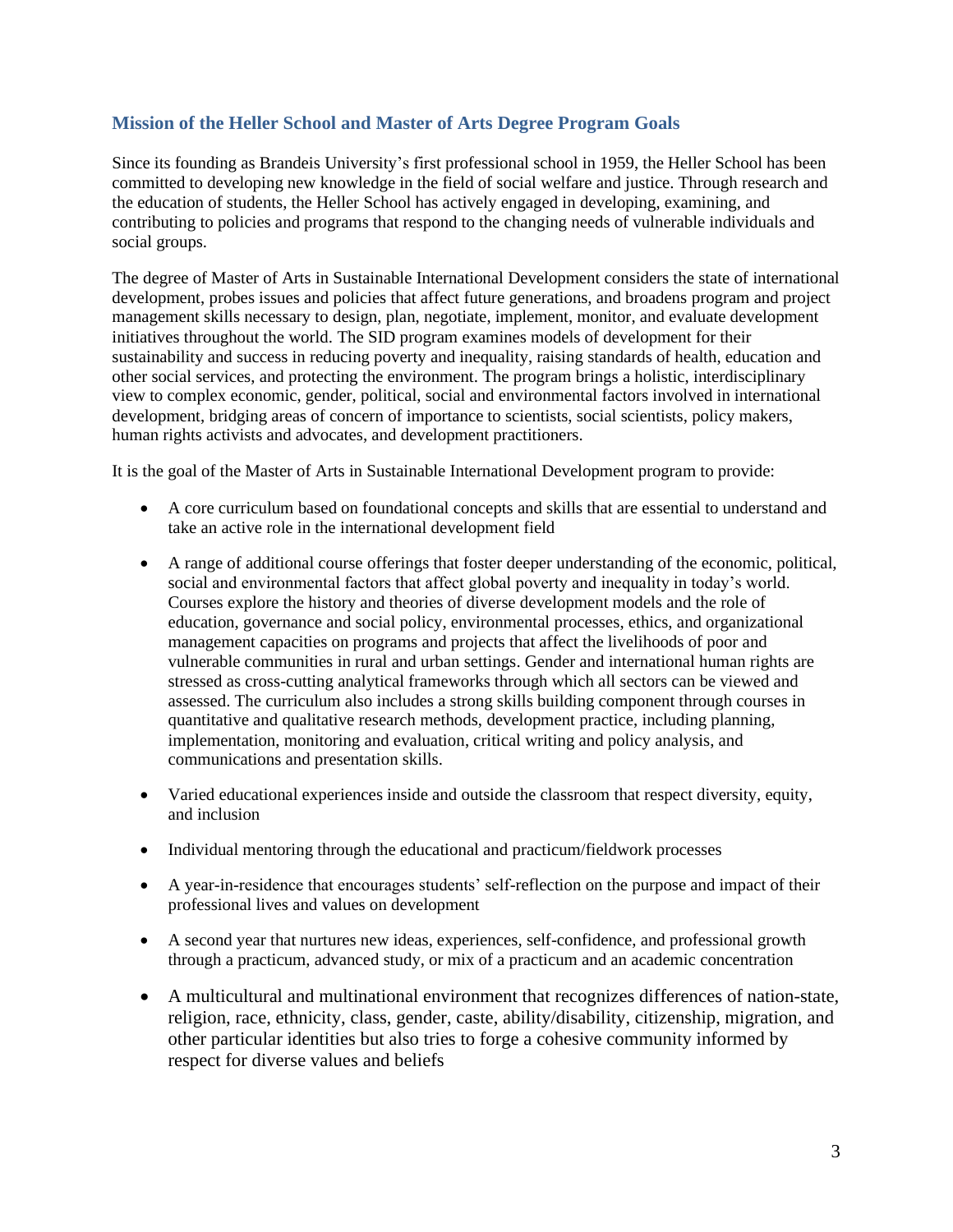## Mission of the Heller School and Master of Arts Degree Program Goals

Since its founding as Brandeis University's first professional school in 1959, the Heller School has been committed to developing new knowledge in the field of social welfare and justice. Through research and the education of students, the Heller School has actively engaged in developing, examining, and contributing to policies and programs that respond to the changing needs of vulnerable individuals and social groups.

The degree of Master of Arts in Sustainable International Development considers the state of international development, probes issues and policies that affect future generations, and broadens program and project management skills necessary to design, plan, negotiate, implement, monitor, and evaluate development initiatives throughout the world. The SID program examines models of development for their sustainability and success in reducing poverty and inequality, raising standards of health, education and other social services, and protecting the environment. The program brings a holistic, interdisciplinary view to complex economic, gender, political, social and environmental factors involved in international development, bridging areas of concern of importance to scientists, social scientists, policy makers, human rights activists and advocates, and development practitioners.

It is the goal of the Master of Arts in Sustainable International Development program to provide:

- A core curriculum based on foundational concepts and skills that are essential to understand and take an active role in the international development field
- A range of additional course offerings that foster deeper understanding of the economic, political, social and environmental factors that affect global poverty and inequality in today's world. Courses explore the history and theories of diverse development models and the role of education, governance and social policy, environmental processes, ethics, and organizational management capacities on programs and projects that affect the livelihoods of poor and vulnerable communities in rural and urban settings. Gender and international human rights are stressed as cross-cutting analytical frameworks through which all sectors can be viewed and assessed. The curriculum also includes a strong skills building component through courses in quantitative and qualitative research methods, development practice, including planning, implementation, monitoring and evaluation, critical writing and policy analysis, and communications and presentation skills.
- Varied educational experiences inside and outside the classroom that respect diversity, equity, and inclusion
- Individual mentoring through the educational and practicum/fieldwork processes
- A year-in-residence that encourages students' self-reflection on the purpose and impact of their professional lives and values on development
- A second year that nurtures new ideas, experiences, self-confidence, and professional growth through a practicum, advanced study, or mix of a practicum and an academic concentration
- A multicultural and multinational environment that recognizes differences of nation-state, religion, race, ethnicity, class, gender, caste, ability/disability, citizenship, migration, and other particular identities but also tries to forge a cohesive community informed by respect for diverse values and beliefs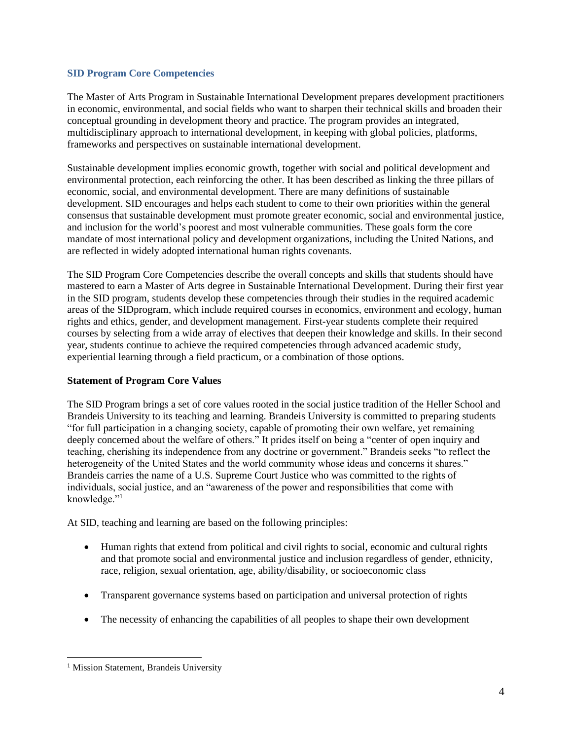## SID Program Core Competencies

The Master of Arts Program in Sustainable International Development prepares development practitioners in economic, environmental, and social fields who want to sharpen their technical skills and broaden their conceptual grounding in development theory and practice. The program provides an integrated, multidisciplinary approach to international development, in keeping with global policies, platforms, frameworks and perspectives on sustainable international development.

Sustainable development implies economic growth, together with social and political development and environmental protection, each reinforcing the other. It has been described as linking the three pillars of economic, social, and environmental development. There are many definitions of sustainable development. SID encourages and helps each student to come to their own priorities within the general consensus that sustainable development must promote greater economic, social and environmental justice, and inclusion for the world's poorest and most vulnerable communities. These goals form the core mandate of most international policy and development organizations, including the United Nations, and are reflected in widely adopted international human rights covenants.

The SID Program Core Competencies describe the overall concepts and skills that students should have mastered to earn a Master of Arts degree in Sustainable International Development. During their first year in the SID program, students develop these competencies through their studies in the required academic areas of the SIDprogram, which include required courses in economics, environment and ecology, human rights and ethics, gender, and development management. First-year students complete their required courses by selecting from a wide array of electives that deepen their knowledge and skills. In their second year, students continue to achieve the required competencies through advanced academic study, experiential learning through a field practicum, or a combination of those options.

### Statement of Program Core Values

The SID Program brings a set of core values rooted in the social justice tradition of the Heller School and Brandeis University to its teaching and learning. Brandeis University is committed to preparing students "for full participation in a changing society, capable of promoting their own welfare, yet remaining deeply concerned about the welfare of others." It prides itself on being a "center of open inquiry and teaching, cherishing its independence from any doctrine or government." Brandeis seeks "to reflect the heterogeneity of the United States and the world community whose ideas and concerns it shares." Brandeis carries the name of a U.S. Supreme Court Justice who was committed to the rights of individuals, social justice, and an "awareness of the power and responsibilities that come with knowledge."[1]

At SID, teaching and learning are based on the following principles:

- Human rights that extend from political and civil rights to social, economic and cultural rights and that promote social and environmental justice and inclusion regardless of gender, ethnicity, race, religion, sexual orientation, age, ability/disability, or socioeconomic class
- Transparent governance systems based on participation and universal protection of rights
- The necessity of enhancing the capabilities of all peoples to shape their own development

[1] Mission Statement, Brandeis University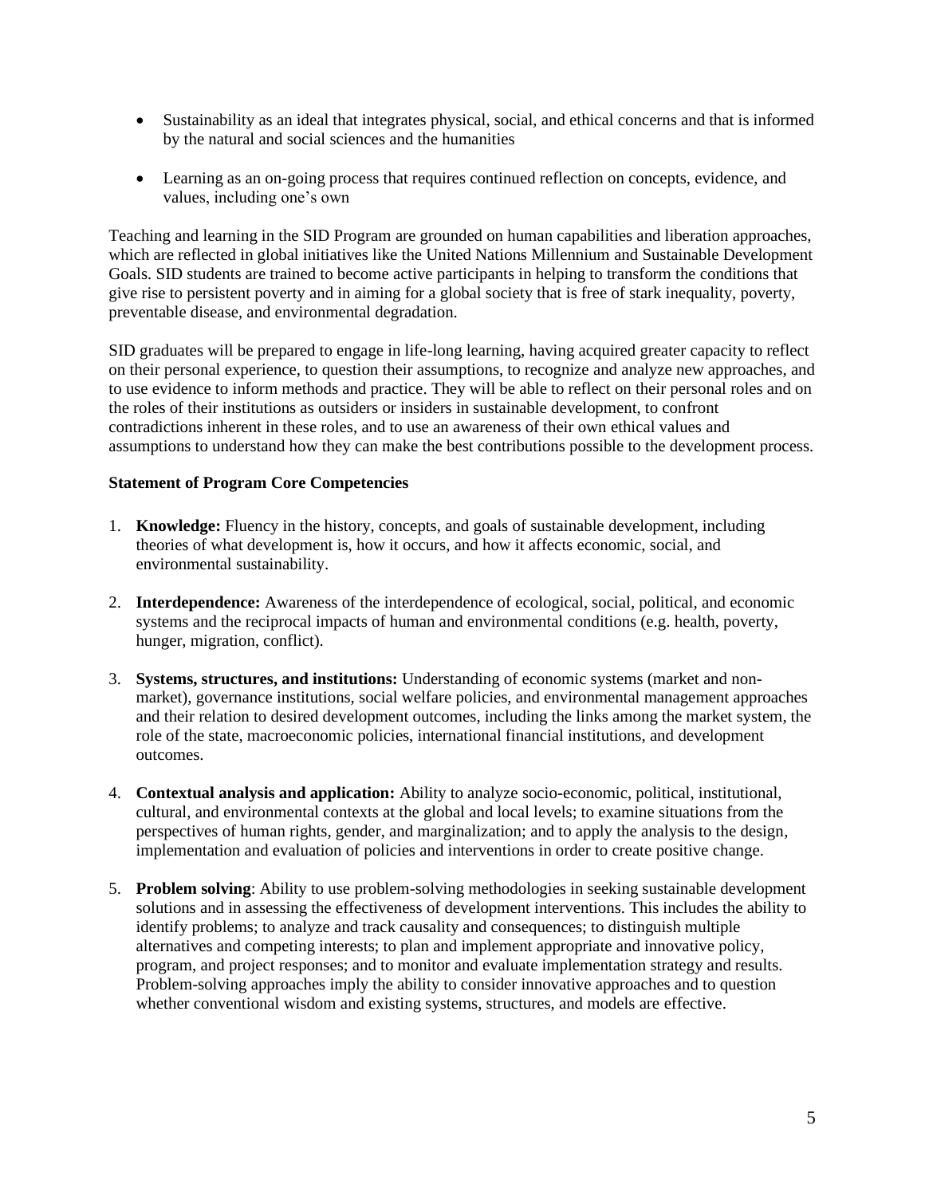- Sustainability as an ideal that integrates physical, social, and ethical concerns and that is informed by the natural and social sciences and the humanities

- Learning as an on-going process that requires continued reflection on concepts, evidence, and values, including one's own

Teaching and learning in the SID Program are grounded on human capabilities and liberation approaches, which are reflected in global initiatives like the United Nations Millennium and Sustainable Development Goals. SID students are trained to become active participants in helping to transform the conditions that give rise to persistent poverty and in aiming for a global society that is free of stark inequality, poverty, preventable disease, and environmental degradation.

SID graduates will be prepared to engage in life-long learning, having acquired greater capacity to reflect on their personal experience, to question their assumptions, to recognize and analyze new approaches, and to use evidence to inform methods and practice. They will be able to reflect on their personal roles and on the roles of their institutions as outsiders or insiders in sustainable development, to confront contradictions inherent in these roles, and to use an awareness of their own ethical values and assumptions to understand how they can make the best contributions possible to the development process.

**Statement of Program Core Competencies**

1. **Knowledge:** Fluency in the history, concepts, and goals of sustainable development, including theories of what development is, how it occurs, and how it affects economic, social, and environmental sustainability.

2. **Interdependence:** Awareness of the interdependence of ecological, social, political, and economic systems and the reciprocal impacts of human and environmental conditions (e.g. health, poverty, hunger, migration, conflict).

3. **Systems, structures, and institutions:** Understanding of economic systems (market and non-market), governance institutions, social welfare policies, and environmental management approaches and their relation to desired development outcomes, including the links among the market system, the role of the state, macroeconomic policies, international financial institutions, and development outcomes.

4. **Contextual analysis and application:** Ability to analyze socio-economic, political, institutional, cultural, and environmental contexts at the global and local levels; to examine situations from the perspectives of human rights, gender, and marginalization; and to apply the analysis to the design, implementation and evaluation of policies and interventions in order to create positive change.

5. **Problem solving**: Ability to use problem-solving methodologies in seeking sustainable development solutions and in assessing the effectiveness of development interventions. This includes the ability to identify problems; to analyze and track causality and consequences; to distinguish multiple alternatives and competing interests; to plan and implement appropriate and innovative policy, program, and project responses; and to monitor and evaluate implementation strategy and results. Problem-solving approaches imply the ability to consider innovative approaches and to question whether conventional wisdom and existing systems, structures, and models are effective.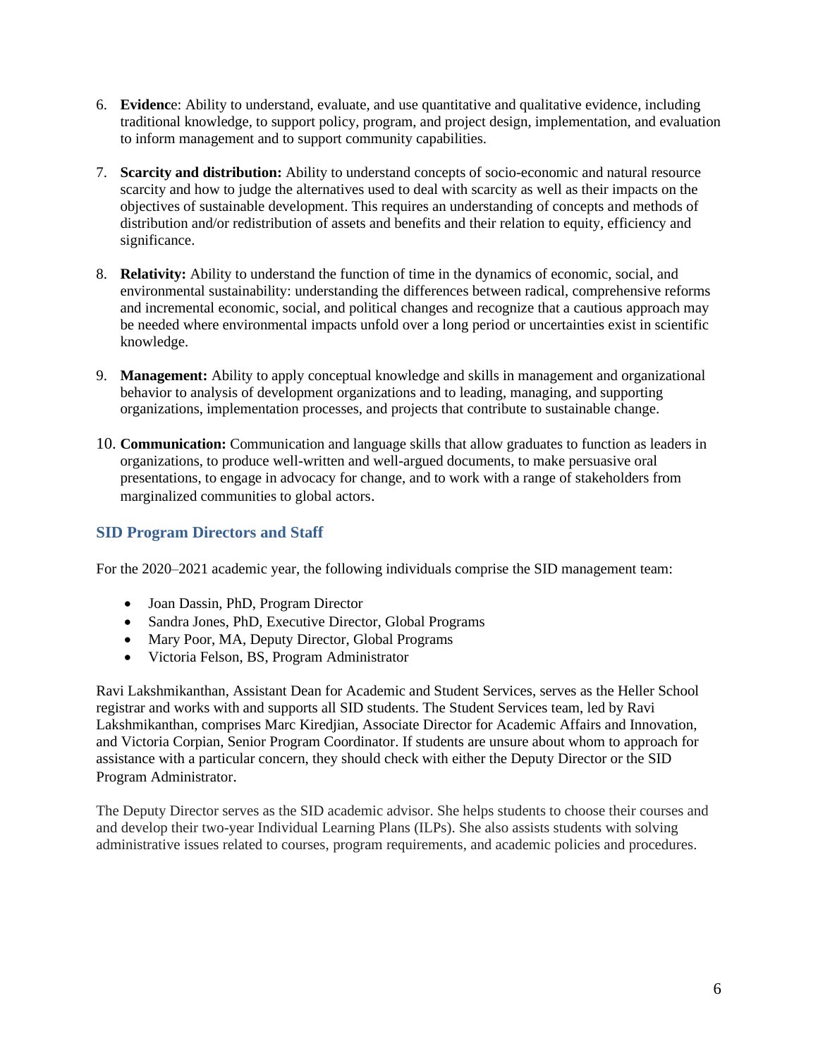6. **Evidenc**e: Ability to understand, evaluate, and use quantitative and qualitative evidence, including traditional knowledge, to support policy, program, and project design, implementation, and evaluation to inform management and to support community capabilities.

7. **Scarcity and distribution:** Ability to understand concepts of socio-economic and natural resource scarcity and how to judge the alternatives used to deal with scarcity as well as their impacts on the objectives of sustainable development. This requires an understanding of concepts and methods of distribution and/or redistribution of assets and benefits and their relation to equity, efficiency and significance.

8. **Relativity:** Ability to understand the function of time in the dynamics of economic, social, and environmental sustainability: understanding the differences between radical, comprehensive reforms and incremental economic, social, and political changes and recognize that a cautious approach may be needed where environmental impacts unfold over a long period or uncertainties exist in scientific knowledge.

9. **Management:** Ability to apply conceptual knowledge and skills in management and organizational behavior to analysis of development organizations and to leading, managing, and supporting organizations, implementation processes, and projects that contribute to sustainable change.

10. **Communication:** Communication and language skills that allow graduates to function as leaders in organizations, to produce well-written and well-argued documents, to make persuasive oral presentations, to engage in advocacy for change, and to work with a range of stakeholders from marginalized communities to global actors.

## SID Program Directors and Staff

For the 2020–2021 academic year, the following individuals comprise the SID management team:

- Joan Dassin, PhD, Program Director
- Sandra Jones, PhD, Executive Director, Global Programs
- Mary Poor, MA, Deputy Director, Global Programs
- Victoria Felson, BS, Program Administrator

Ravi Lakshmikanthan, Assistant Dean for Academic and Student Services, serves as the Heller School registrar and works with and supports all SID students. The Student Services team, led by Ravi Lakshmikanthan, comprises Marc Kiredjian, Associate Director for Academic Affairs and Innovation, and Victoria Corpian, Senior Program Coordinator. If students are unsure about whom to approach for assistance with a particular concern, they should check with either the Deputy Director or the SID Program Administrator.

The Deputy Director serves as the SID academic advisor. She helps students to choose their courses and and develop their two-year Individual Learning Plans (ILPs). She also assists students with solving administrative issues related to courses, program requirements, and academic policies and procedures.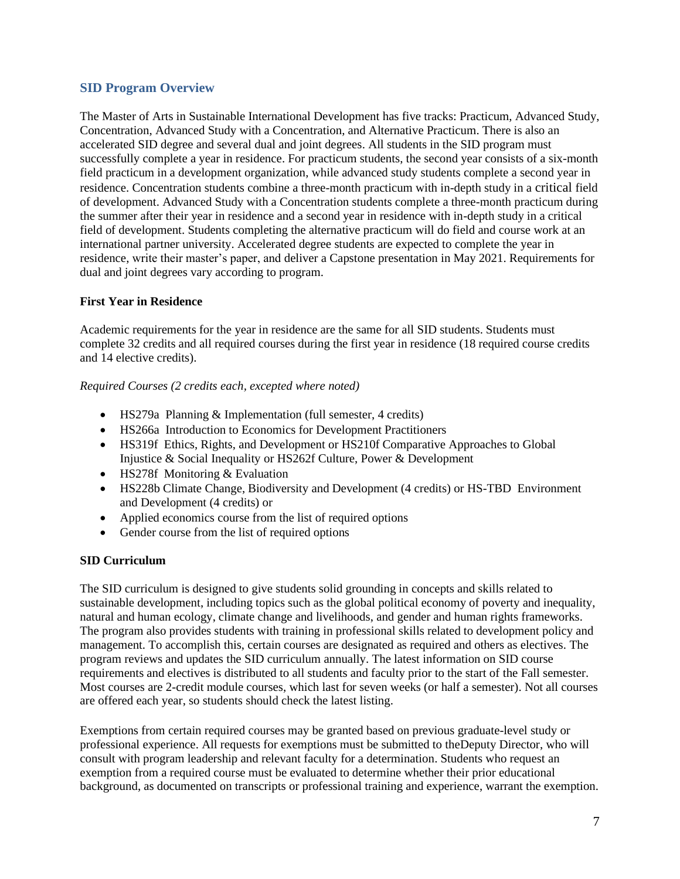## SID Program Overview

The Master of Arts in Sustainable International Development has five tracks: Practicum, Advanced Study, Concentration, Advanced Study with a Concentration, and Alternative Practicum. There is also an accelerated SID degree and several dual and joint degrees. All students in the SID program must successfully complete a year in residence. For practicum students, the second year consists of a six-month field practicum in a development organization, while advanced study students complete a second year in residence. Concentration students combine a three-month practicum with in-depth study in a critical field of development. Advanced Study with a Concentration students complete a three-month practicum during the summer after their year in residence and a second year in residence with in-depth study in a critical field of development. Students completing the alternative practicum will do field and course work at an international partner university. Accelerated degree students are expected to complete the year in residence, write their master's paper, and deliver a Capstone presentation in May 2021. Requirements for dual and joint degrees vary according to program.

### First Year in Residence

Academic requirements for the year in residence are the same for all SID students. Students must complete 32 credits and all required courses during the first year in residence (18 required course credits and 14 elective credits).

*Required Courses (2 credits each, excepted where noted)*

- HS279a Planning & Implementation (full semester, 4 credits)
- HS266a Introduction to Economics for Development Practitioners
- HS319f Ethics, Rights, and Development or HS210f Comparative Approaches to Global Injustice & Social Inequality or HS262f Culture, Power & Development
- HS278f Monitoring & Evaluation
- HS228b Climate Change, Biodiversity and Development (4 credits) or HS-TBD Environment and Development (4 credits) or
- Applied economics course from the list of required options
- Gender course from the list of required options

### SID Curriculum

The SID curriculum is designed to give students solid grounding in concepts and skills related to sustainable development, including topics such as the global political economy of poverty and inequality, natural and human ecology, climate change and livelihoods, and gender and human rights frameworks. The program also provides students with training in professional skills related to development policy and management. To accomplish this, certain courses are designated as required and others as electives. The program reviews and updates the SID curriculum annually. The latest information on SID course requirements and electives is distributed to all students and faculty prior to the start of the Fall semester. Most courses are 2-credit module courses, which last for seven weeks (or half a semester). Not all courses are offered each year, so students should check the latest listing.

Exemptions from certain required courses may be granted based on previous graduate-level study or professional experience. All requests for exemptions must be submitted to theDeputy Director, who will consult with program leadership and relevant faculty for a determination. Students who request an exemption from a required course must be evaluated to determine whether their prior educational background, as documented on transcripts or professional training and experience, warrant the exemption.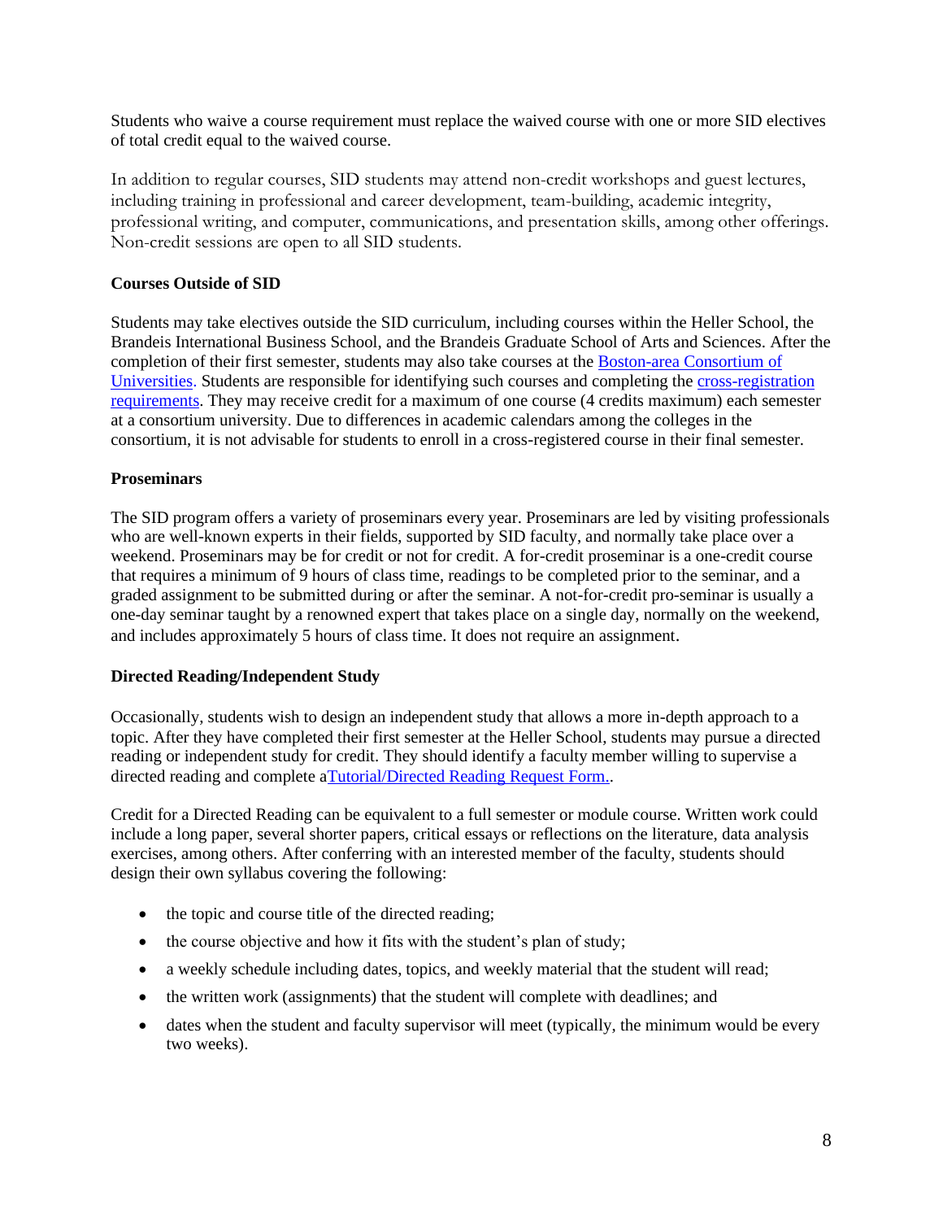Students who waive a course requirement must replace the waived course with one or more SID electives of total credit equal to the waived course.

In addition to regular courses, SID students may attend non-credit workshops and guest lectures, including training in professional and career development, team-building, academic integrity, professional writing, and computer, communications, and presentation skills, among other offerings. Non-credit sessions are open to all SID students.

**Courses Outside of SID**

Students may take electives outside the SID curriculum, including courses within the Heller School, the Brandeis International Business School, and the Brandeis Graduate School of Arts and Sciences. After the completion of their first semester, students may also take courses at the Boston-area Consortium of Universities. Students are responsible for identifying such courses and completing the cross-registration requirements. They may receive credit for a maximum of one course (4 credits maximum) each semester at a consortium university. Due to differences in academic calendars among the colleges in the consortium, it is not advisable for students to enroll in a cross-registered course in their final semester.

**Proseminars**

The SID program offers a variety of proseminars every year. Proseminars are led by visiting professionals who are well-known experts in their fields, supported by SID faculty, and normally take place over a weekend. Proseminars may be for credit or not for credit. A for-credit proseminar is a one-credit course that requires a minimum of 9 hours of class time, readings to be completed prior to the seminar, and a graded assignment to be submitted during or after the seminar. A not-for-credit pro-seminar is usually a one-day seminar taught by a renowned expert that takes place on a single day, normally on the weekend, and includes approximately 5 hours of class time. It does not require an assignment.

**Directed Reading/Independent Study**

Occasionally, students wish to design an independent study that allows a more in-depth approach to a topic. After they have completed their first semester at the Heller School, students may pursue a directed reading or independent study for credit. They should identify a faculty member willing to supervise a directed reading and complete aTutorial/Directed Reading Request Form..

Credit for a Directed Reading can be equivalent to a full semester or module course. Written work could include a long paper, several shorter papers, critical essays or reflections on the literature, data analysis exercises, among others. After conferring with an interested member of the faculty, students should design their own syllabus covering the following:

- the topic and course title of the directed reading;
- the course objective and how it fits with the student's plan of study;
- a weekly schedule including dates, topics, and weekly material that the student will read;
- the written work (assignments) that the student will complete with deadlines; and
- dates when the student and faculty supervisor will meet (typically, the minimum would be every two weeks).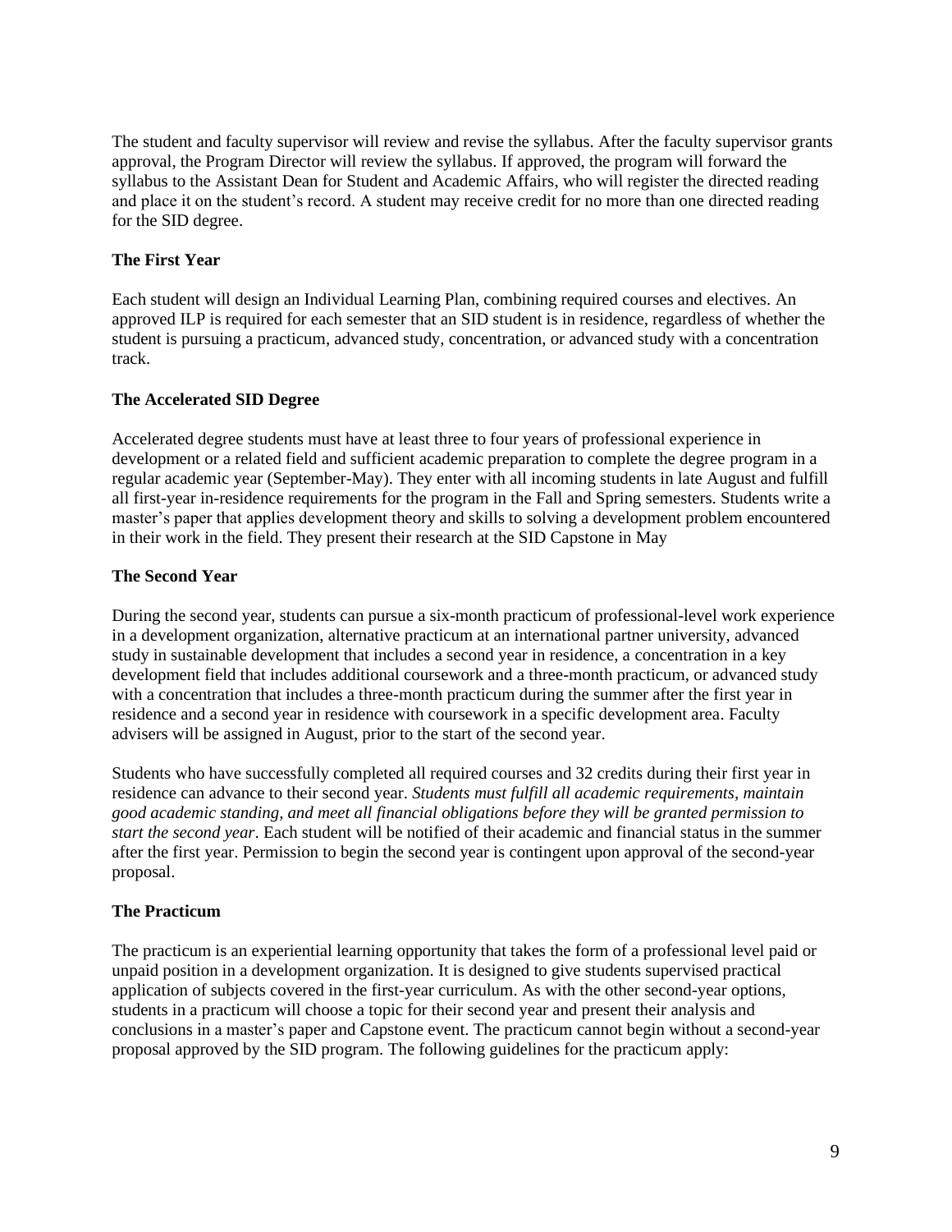The student and faculty supervisor will review and revise the syllabus. After the faculty supervisor grants approval, the Program Director will review the syllabus. If approved, the program will forward the syllabus to the Assistant Dean for Student and Academic Affairs, who will register the directed reading and place it on the student's record. A student may receive credit for no more than one directed reading for the SID degree.

**The First Year**

Each student will design an Individual Learning Plan, combining required courses and electives. An approved ILP is required for each semester that an SID student is in residence, regardless of whether the student is pursuing a practicum, advanced study, concentration, or advanced study with a concentration track.

**The Accelerated SID Degree**

Accelerated degree students must have at least three to four years of professional experience in development or a related field and sufficient academic preparation to complete the degree program in a regular academic year (September-May). They enter with all incoming students in late August and fulfill all first-year in-residence requirements for the program in the Fall and Spring semesters. Students write a master's paper that applies development theory and skills to solving a development problem encountered in their work in the field. They present their research at the SID Capstone in May

**The Second Year**

During the second year, students can pursue a six-month practicum of professional-level work experience in a development organization, alternative practicum at an international partner university, advanced study in sustainable development that includes a second year in residence, a concentration in a key development field that includes additional coursework and a three-month practicum, or advanced study with a concentration that includes a three-month practicum during the summer after the first year in residence and a second year in residence with coursework in a specific development area. Faculty advisers will be assigned in August, prior to the start of the second year.

Students who have successfully completed all required courses and 32 credits during their first year in residence can advance to their second year. *Students must fulfill all academic requirements, maintain good academic standing, and meet all financial obligations before they will be granted permission to start the second year*. Each student will be notified of their academic and financial status in the summer after the first year. Permission to begin the second year is contingent upon approval of the second-year proposal.

**The Practicum**

The practicum is an experiential learning opportunity that takes the form of a professional level paid or unpaid position in a development organization. It is designed to give students supervised practical application of subjects covered in the first-year curriculum. As with the other second-year options, students in a practicum will choose a topic for their second year and present their analysis and conclusions in a master's paper and Capstone event. The practicum cannot begin without a second-year proposal approved by the SID program. The following guidelines for the practicum apply: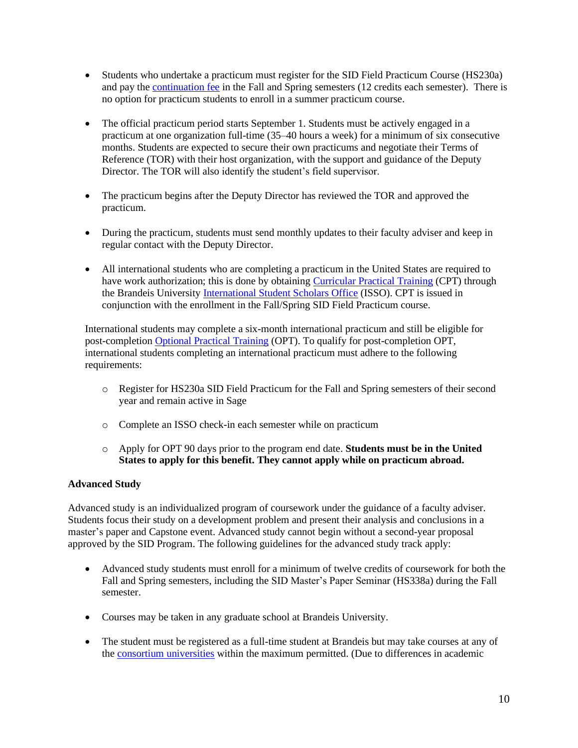- Students who undertake a practicum must register for the SID Field Practicum Course (HS230a) and pay the continuation fee in the Fall and Spring semesters (12 credits each semester). There is no option for practicum students to enroll in a summer practicum course.

- The official practicum period starts September 1. Students must be actively engaged in a practicum at one organization full-time (35–40 hours a week) for a minimum of six consecutive months. Students are expected to secure their own practicums and negotiate their Terms of Reference (TOR) with their host organization, with the support and guidance of the Deputy Director. The TOR will also identify the student's field supervisor.

- The practicum begins after the Deputy Director has reviewed the TOR and approved the practicum.

- During the practicum, students must send monthly updates to their faculty adviser and keep in regular contact with the Deputy Director.

- All international students who are completing a practicum in the United States are required to have work authorization; this is done by obtaining Curricular Practical Training (CPT) through the Brandeis University International Student Scholars Office (ISSO). CPT is issued in conjunction with the enrollment in the Fall/Spring SID Field Practicum course.

  International students may complete a six-month international practicum and still be eligible for post-completion Optional Practical Training (OPT). To qualify for post-completion OPT, international students completing an international practicum must adhere to the following requirements:

  - Register for HS230a SID Field Practicum for the Fall and Spring semesters of their second year and remain active in Sage
  - Complete an ISSO check-in each semester while on practicum
  - Apply for OPT 90 days prior to the program end date. **Students must be in the United States to apply for this benefit. They cannot apply while on practicum abroad.**

**Advanced Study**

Advanced study is an individualized program of coursework under the guidance of a faculty adviser. Students focus their study on a development problem and present their analysis and conclusions in a master's paper and Capstone event. Advanced study cannot begin without a second-year proposal approved by the SID Program. The following guidelines for the advanced study track apply:

- Advanced study students must enroll for a minimum of twelve credits of coursework for both the Fall and Spring semesters, including the SID Master's Paper Seminar (HS338a) during the Fall semester.

- Courses may be taken in any graduate school at Brandeis University.

- The student must be registered as a full-time student at Brandeis but may take courses at any of the consortium universities within the maximum permitted. (Due to differences in academic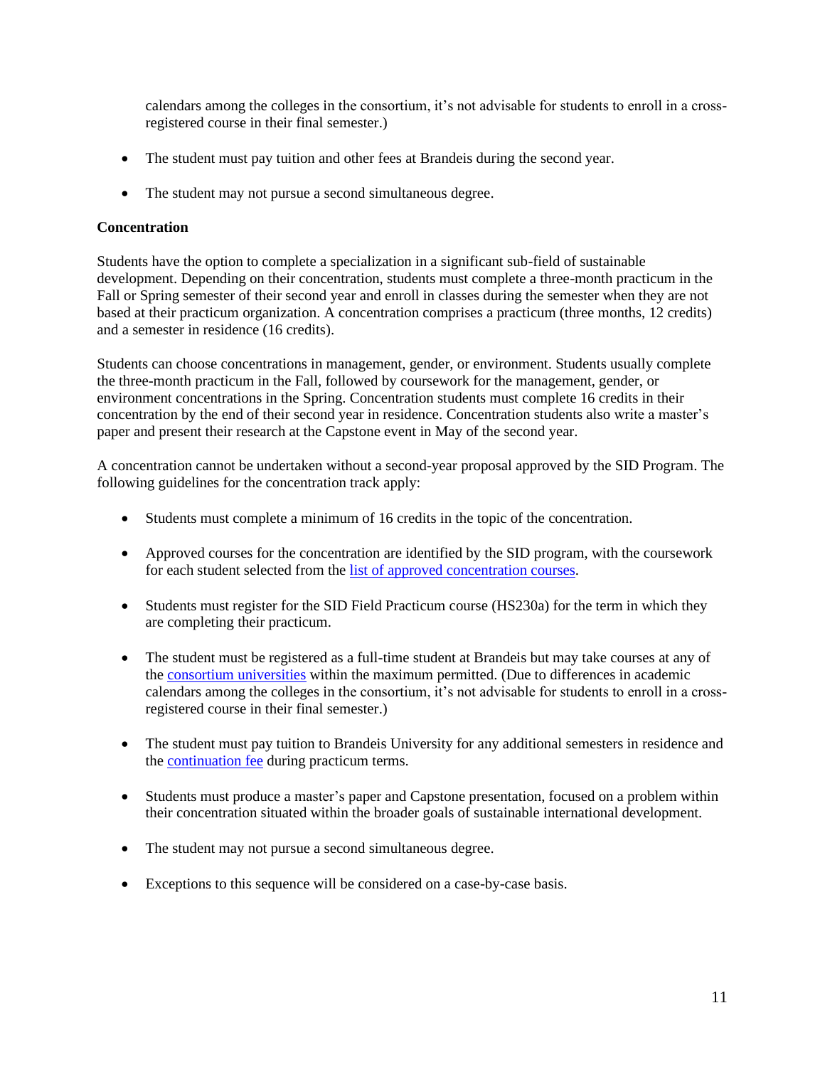calendars among the colleges in the consortium, it's not advisable for students to enroll in a cross-registered course in their final semester.)

- The student must pay tuition and other fees at Brandeis during the second year.
- The student may not pursue a second simultaneous degree.

**Concentration**

Students have the option to complete a specialization in a significant sub-field of sustainable development. Depending on their concentration, students must complete a three-month practicum in the Fall or Spring semester of their second year and enroll in classes during the semester when they are not based at their practicum organization. A concentration comprises a practicum (three months, 12 credits) and a semester in residence (16 credits).

Students can choose concentrations in management, gender, or environment. Students usually complete the three-month practicum in the Fall, followed by coursework for the management, gender, or environment concentrations in the Spring. Concentration students must complete 16 credits in their concentration by the end of their second year in residence. Concentration students also write a master's paper and present their research at the Capstone event in May of the second year.

A concentration cannot be undertaken without a second-year proposal approved by the SID Program. The following guidelines for the concentration track apply:

- Students must complete a minimum of 16 credits in the topic of the concentration.
- Approved courses for the concentration are identified by the SID program, with the coursework for each student selected from the list of approved concentration courses.
- Students must register for the SID Field Practicum course (HS230a) for the term in which they are completing their practicum.
- The student must be registered as a full-time student at Brandeis but may take courses at any of the consortium universities within the maximum permitted. (Due to differences in academic calendars among the colleges in the consortium, it's not advisable for students to enroll in a cross-registered course in their final semester.)
- The student must pay tuition to Brandeis University for any additional semesters in residence and the continuation fee during practicum terms.
- Students must produce a master's paper and Capstone presentation, focused on a problem within their concentration situated within the broader goals of sustainable international development.
- The student may not pursue a second simultaneous degree.
- Exceptions to this sequence will be considered on a case-by-case basis.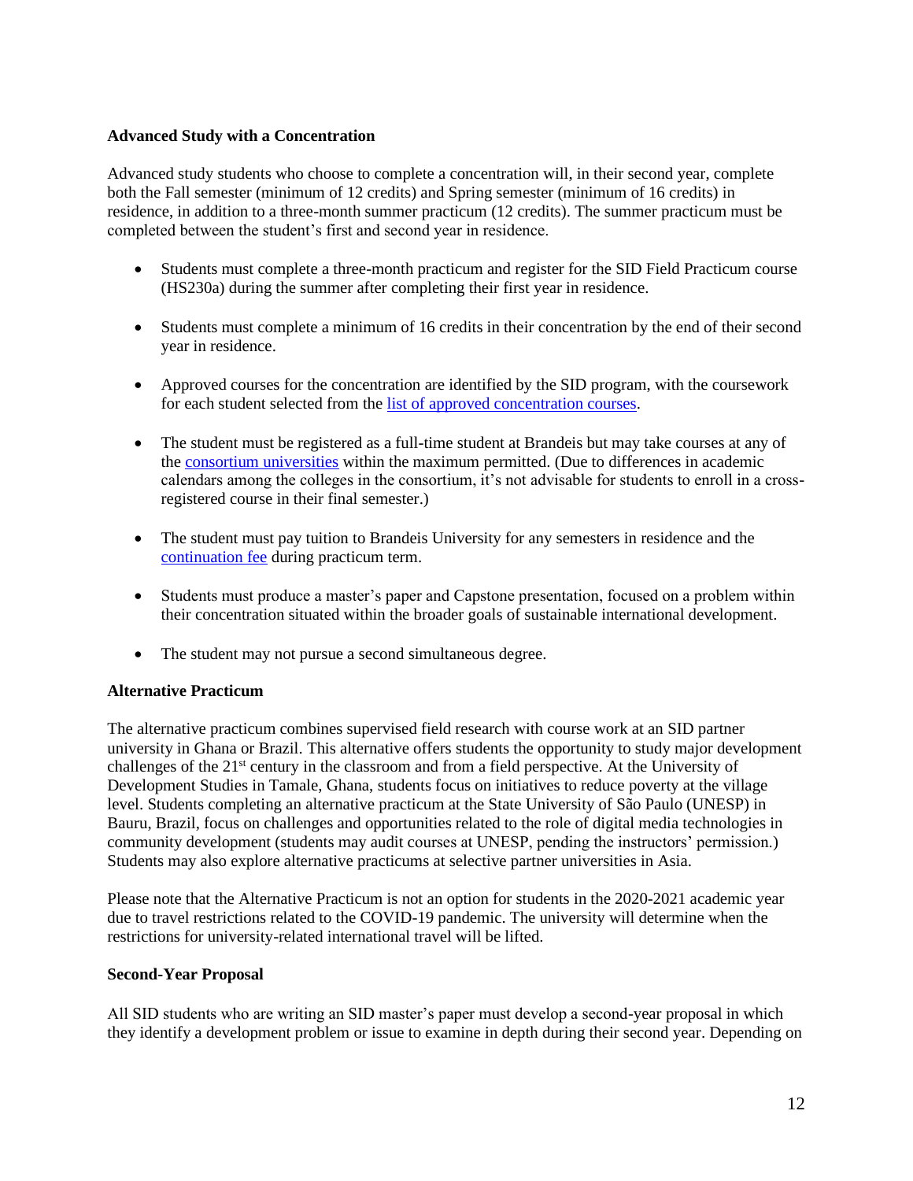**Advanced Study with a Concentration**

Advanced study students who choose to complete a concentration will, in their second year, complete both the Fall semester (minimum of 12 credits) and Spring semester (minimum of 16 credits) in residence, in addition to a three-month summer practicum (12 credits). The summer practicum must be completed between the student's first and second year in residence.

- Students must complete a three-month practicum and register for the SID Field Practicum course (HS230a) during the summer after completing their first year in residence.
- Students must complete a minimum of 16 credits in their concentration by the end of their second year in residence.
- Approved courses for the concentration are identified by the SID program, with the coursework for each student selected from the list of approved concentration courses.
- The student must be registered as a full-time student at Brandeis but may take courses at any of the consortium universities within the maximum permitted. (Due to differences in academic calendars among the colleges in the consortium, it's not advisable for students to enroll in a cross-registered course in their final semester.)
- The student must pay tuition to Brandeis University for any semesters in residence and the continuation fee during practicum term.
- Students must produce a master's paper and Capstone presentation, focused on a problem within their concentration situated within the broader goals of sustainable international development.
- The student may not pursue a second simultaneous degree.

**Alternative Practicum**

The alternative practicum combines supervised field research with course work at an SID partner university in Ghana or Brazil. This alternative offers students the opportunity to study major development challenges of the 21st century in the classroom and from a field perspective. At the University of Development Studies in Tamale, Ghana, students focus on initiatives to reduce poverty at the village level. Students completing an alternative practicum at the State University of São Paulo (UNESP) in Bauru, Brazil, focus on challenges and opportunities related to the role of digital media technologies in community development (students may audit courses at UNESP, pending the instructors' permission.) Students may also explore alternative practicums at selective partner universities in Asia.

Please note that the Alternative Practicum is not an option for students in the 2020-2021 academic year due to travel restrictions related to the COVID-19 pandemic. The university will determine when the restrictions for university-related international travel will be lifted.

**Second-Year Proposal**

All SID students who are writing an SID master's paper must develop a second-year proposal in which they identify a development problem or issue to examine in depth during their second year. Depending on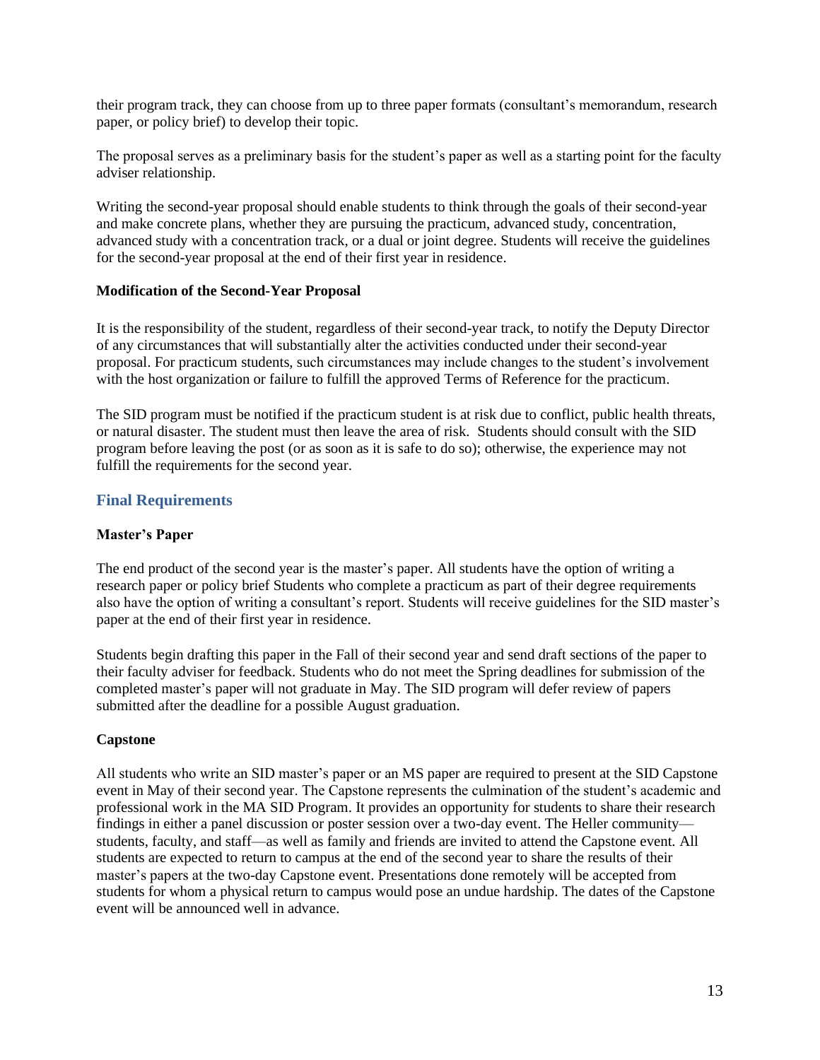their program track, they can choose from up to three paper formats (consultant's memorandum, research paper, or policy brief) to develop their topic.

The proposal serves as a preliminary basis for the student's paper as well as a starting point for the faculty adviser relationship.

Writing the second-year proposal should enable students to think through the goals of their second-year and make concrete plans, whether they are pursuing the practicum, advanced study, concentration, advanced study with a concentration track, or a dual or joint degree. Students will receive the guidelines for the second-year proposal at the end of their first year in residence.

**Modification of the Second-Year Proposal**

It is the responsibility of the student, regardless of their second-year track, to notify the Deputy Director of any circumstances that will substantially alter the activities conducted under their second-year proposal. For practicum students, such circumstances may include changes to the student's involvement with the host organization or failure to fulfill the approved Terms of Reference for the practicum.

The SID program must be notified if the practicum student is at risk due to conflict, public health threats, or natural disaster. The student must then leave the area of risk. Students should consult with the SID program before leaving the post (or as soon as it is safe to do so); otherwise, the experience may not fulfill the requirements for the second year.

## Final Requirements

**Master's Paper**

The end product of the second year is the master's paper. All students have the option of writing a research paper or policy brief Students who complete a practicum as part of their degree requirements also have the option of writing a consultant's report. Students will receive guidelines for the SID master's paper at the end of their first year in residence.

Students begin drafting this paper in the Fall of their second year and send draft sections of the paper to their faculty adviser for feedback. Students who do not meet the Spring deadlines for submission of the completed master's paper will not graduate in May. The SID program will defer review of papers submitted after the deadline for a possible August graduation.

**Capstone**

All students who write an SID master's paper or an MS paper are required to present at the SID Capstone event in May of their second year. The Capstone represents the culmination of the student's academic and professional work in the MA SID Program. It provides an opportunity for students to share their research findings in either a panel discussion or poster session over a two-day event. The Heller community—students, faculty, and staff—as well as family and friends are invited to attend the Capstone event. All students are expected to return to campus at the end of the second year to share the results of their master's papers at the two-day Capstone event. Presentations done remotely will be accepted from students for whom a physical return to campus would pose an undue hardship. The dates of the Capstone event will be announced well in advance.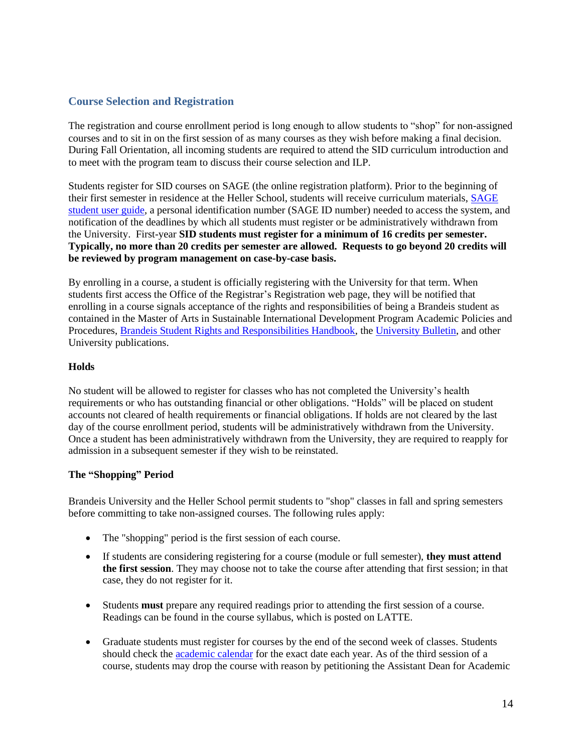## Course Selection and Registration

The registration and course enrollment period is long enough to allow students to "shop" for non-assigned courses and to sit in on the first session of as many courses as they wish before making a final decision. During Fall Orientation, all incoming students are required to attend the SID curriculum introduction and to meet with the program team to discuss their course selection and ILP.

Students register for SID courses on SAGE (the online registration platform). Prior to the beginning of their first semester in residence at the Heller School, students will receive curriculum materials, [SAGE student user guide](), a personal identification number (SAGE ID number) needed to access the system, and notification of the deadlines by which all students must register or be administratively withdrawn from the University. First-year **SID students must register for a minimum of 16 credits per semester. Typically, no more than 20 credits per semester are allowed. Requests to go beyond 20 credits will be reviewed by program management on case-by-case basis.**

By enrolling in a course, a student is officially registering with the University for that term. When students first access the Office of the Registrar's Registration web page, they will be notified that enrolling in a course signals acceptance of the rights and responsibilities of being a Brandeis student as contained in the Master of Arts in Sustainable International Development Program Academic Policies and Procedures, [Brandeis Student Rights and Responsibilities Handbook](), the [University Bulletin](), and other University publications.

### Holds

No student will be allowed to register for classes who has not completed the University's health requirements or who has outstanding financial or other obligations. "Holds" will be placed on student accounts not cleared of health requirements or financial obligations. If holds are not cleared by the last day of the course enrollment period, students will be administratively withdrawn from the University. Once a student has been administratively withdrawn from the University, they are required to reapply for admission in a subsequent semester if they wish to be reinstated.

### The "Shopping" Period

Brandeis University and the Heller School permit students to "shop" classes in fall and spring semesters before committing to take non-assigned courses. The following rules apply:

- The "shopping" period is the first session of each course.
- If students are considering registering for a course (module or full semester), **they must attend the first session**. They may choose not to take the course after attending that first session; in that case, they do not register for it.
- Students **must** prepare any required readings prior to attending the first session of a course. Readings can be found in the course syllabus, which is posted on LATTE.
- Graduate students must register for courses by the end of the second week of classes. Students should check the [academic calendar]() for the exact date each year. As of the third session of a course, students may drop the course with reason by petitioning the Assistant Dean for Academic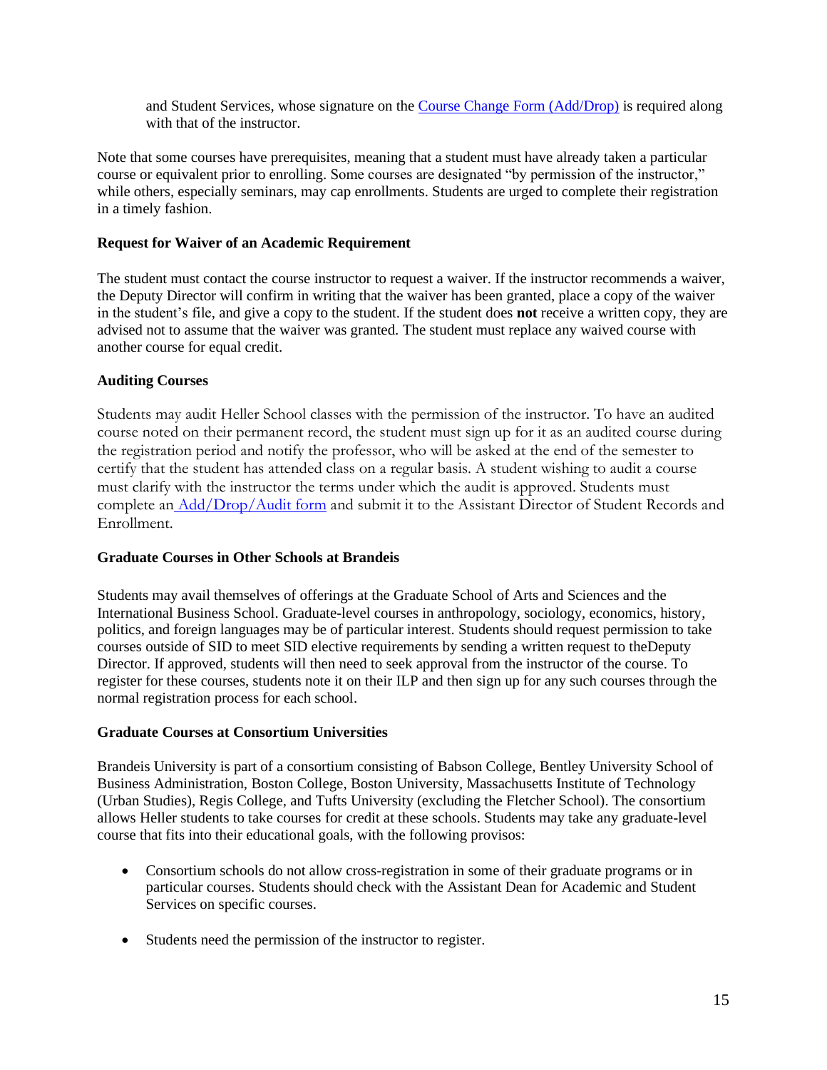and Student Services, whose signature on the Course Change Form (Add/Drop) is required along with that of the instructor.

Note that some courses have prerequisites, meaning that a student must have already taken a particular course or equivalent prior to enrolling. Some courses are designated "by permission of the instructor," while others, especially seminars, may cap enrollments. Students are urged to complete their registration in a timely fashion.

**Request for Waiver of an Academic Requirement**

The student must contact the course instructor to request a waiver. If the instructor recommends a waiver, the Deputy Director will confirm in writing that the waiver has been granted, place a copy of the waiver in the student's file, and give a copy to the student. If the student does **not** receive a written copy, they are advised not to assume that the waiver was granted. The student must replace any waived course with another course for equal credit.

**Auditing Courses**

Students may audit Heller School classes with the permission of the instructor. To have an audited course noted on their permanent record, the student must sign up for it as an audited course during the registration period and notify the professor, who will be asked at the end of the semester to certify that the student has attended class on a regular basis. A student wishing to audit a course must clarify with the instructor the terms under which the audit is approved. Students must complete an Add/Drop/Audit form and submit it to the Assistant Director of Student Records and Enrollment.

**Graduate Courses in Other Schools at Brandeis**

Students may avail themselves of offerings at the Graduate School of Arts and Sciences and the International Business School. Graduate-level courses in anthropology, sociology, economics, history, politics, and foreign languages may be of particular interest. Students should request permission to take courses outside of SID to meet SID elective requirements by sending a written request to theDeputy Director. If approved, students will then need to seek approval from the instructor of the course. To register for these courses, students note it on their ILP and then sign up for any such courses through the normal registration process for each school.

**Graduate Courses at Consortium Universities**

Brandeis University is part of a consortium consisting of Babson College, Bentley University School of Business Administration, Boston College, Boston University, Massachusetts Institute of Technology (Urban Studies), Regis College, and Tufts University (excluding the Fletcher School). The consortium allows Heller students to take courses for credit at these schools. Students may take any graduate-level course that fits into their educational goals, with the following provisos:

- Consortium schools do not allow cross-registration in some of their graduate programs or in particular courses. Students should check with the Assistant Dean for Academic and Student Services on specific courses.
- Students need the permission of the instructor to register.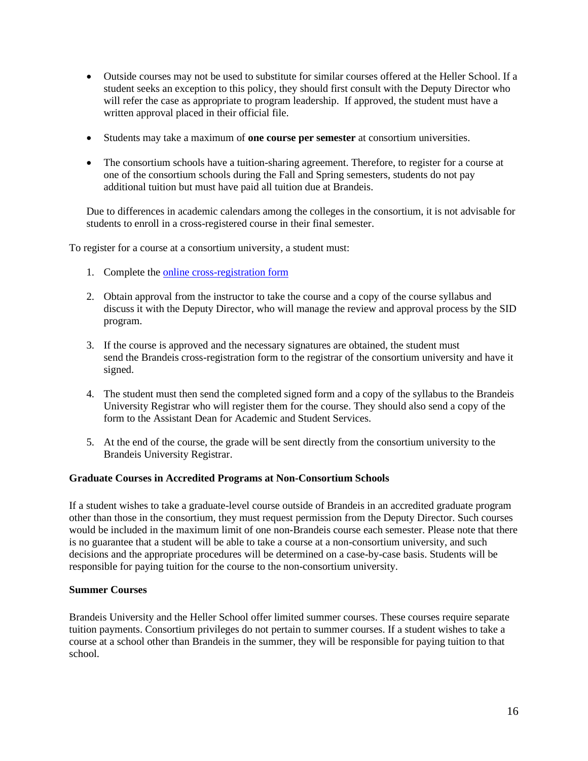- Outside courses may not be used to substitute for similar courses offered at the Heller School. If a student seeks an exception to this policy, they should first consult with the Deputy Director who will refer the case as appropriate to program leadership. If approved, the student must have a written approval placed in their official file.

- Students may take a maximum of **one course per semester** at consortium universities.

- The consortium schools have a tuition-sharing agreement. Therefore, to register for a course at one of the consortium schools during the Fall and Spring semesters, students do not pay additional tuition but must have paid all tuition due at Brandeis.

Due to differences in academic calendars among the colleges in the consortium, it is not advisable for students to enroll in a cross-registered course in their final semester.

To register for a course at a consortium university, a student must:

1. Complete the online cross-registration form

2. Obtain approval from the instructor to take the course and a copy of the course syllabus and discuss it with the Deputy Director, who will manage the review and approval process by the SID program.

3. If the course is approved and the necessary signatures are obtained, the student must send the Brandeis cross-registration form to the registrar of the consortium university and have it signed.

4. The student must then send the completed signed form and a copy of the syllabus to the Brandeis University Registrar who will register them for the course. They should also send a copy of the form to the Assistant Dean for Academic and Student Services.

5. At the end of the course, the grade will be sent directly from the consortium university to the Brandeis University Registrar.

**Graduate Courses in Accredited Programs at Non-Consortium Schools**

If a student wishes to take a graduate-level course outside of Brandeis in an accredited graduate program other than those in the consortium, they must request permission from the Deputy Director. Such courses would be included in the maximum limit of one non-Brandeis course each semester. Please note that there is no guarantee that a student will be able to take a course at a non-consortium university, and such decisions and the appropriate procedures will be determined on a case-by-case basis. Students will be responsible for paying tuition for the course to the non-consortium university.

**Summer Courses**

Brandeis University and the Heller School offer limited summer courses. These courses require separate tuition payments. Consortium privileges do not pertain to summer courses. If a student wishes to take a course at a school other than Brandeis in the summer, they will be responsible for paying tuition to that school.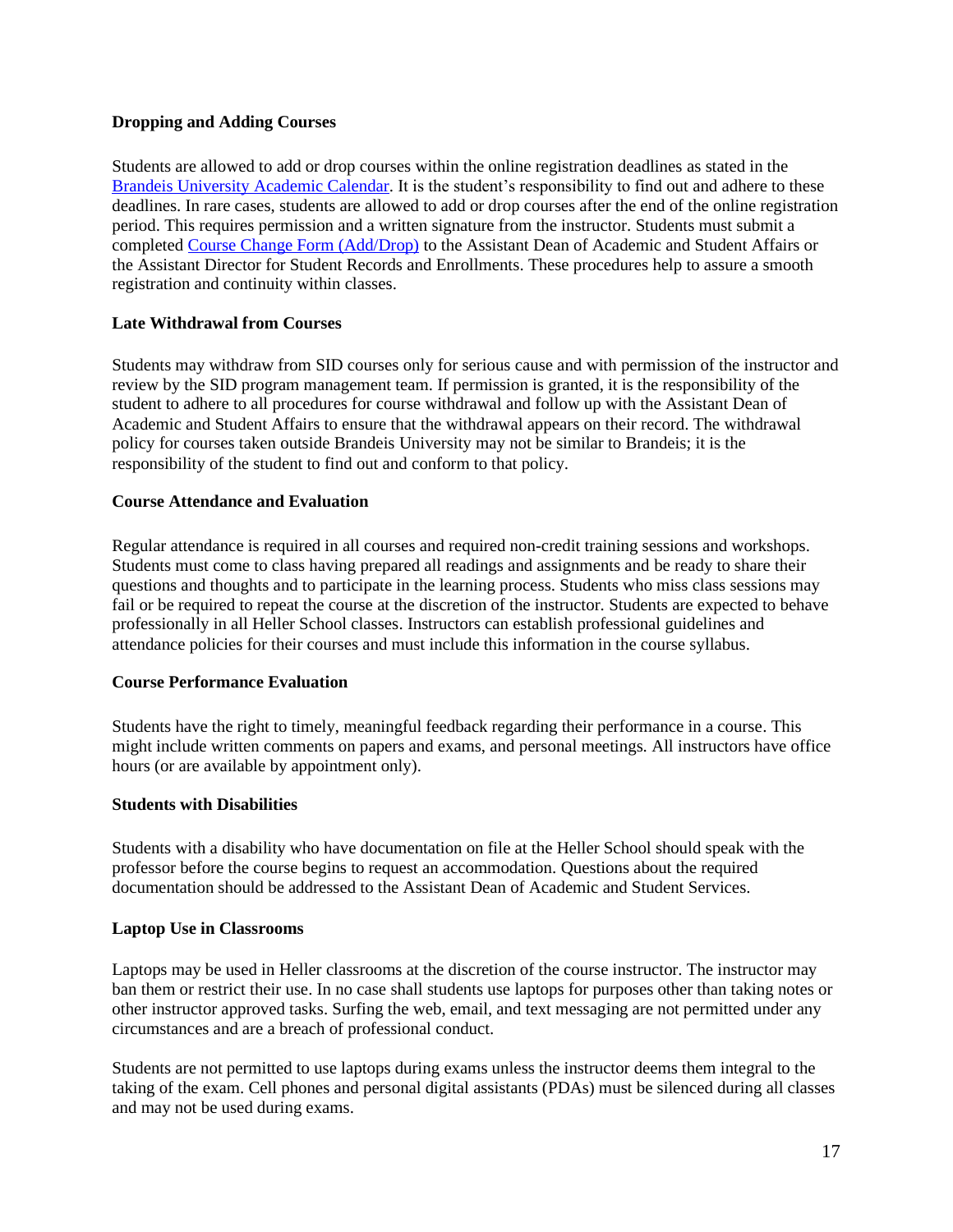### Dropping and Adding Courses

Students are allowed to add or drop courses within the online registration deadlines as stated in the [Brandeis University Academic Calendar](). It is the student's responsibility to find out and adhere to these deadlines. In rare cases, students are allowed to add or drop courses after the end of the online registration period. This requires permission and a written signature from the instructor. Students must submit a completed [Course Change Form (Add/Drop)]() to the Assistant Dean of Academic and Student Affairs or the Assistant Director for Student Records and Enrollments. These procedures help to assure a smooth registration and continuity within classes.

### Late Withdrawal from Courses

Students may withdraw from SID courses only for serious cause and with permission of the instructor and review by the SID program management team. If permission is granted, it is the responsibility of the student to adhere to all procedures for course withdrawal and follow up with the Assistant Dean of Academic and Student Affairs to ensure that the withdrawal appears on their record. The withdrawal policy for courses taken outside Brandeis University may not be similar to Brandeis; it is the responsibility of the student to find out and conform to that policy.

### Course Attendance and Evaluation

Regular attendance is required in all courses and required non-credit training sessions and workshops. Students must come to class having prepared all readings and assignments and be ready to share their questions and thoughts and to participate in the learning process. Students who miss class sessions may fail or be required to repeat the course at the discretion of the instructor. Students are expected to behave professionally in all Heller School classes. Instructors can establish professional guidelines and attendance policies for their courses and must include this information in the course syllabus.

### Course Performance Evaluation

Students have the right to timely, meaningful feedback regarding their performance in a course. This might include written comments on papers and exams, and personal meetings. All instructors have office hours (or are available by appointment only).

### Students with Disabilities

Students with a disability who have documentation on file at the Heller School should speak with the professor before the course begins to request an accommodation. Questions about the required documentation should be addressed to the Assistant Dean of Academic and Student Services.

### Laptop Use in Classrooms

Laptops may be used in Heller classrooms at the discretion of the course instructor. The instructor may ban them or restrict their use. In no case shall students use laptops for purposes other than taking notes or other instructor approved tasks. Surfing the web, email, and text messaging are not permitted under any circumstances and are a breach of professional conduct.

Students are not permitted to use laptops during exams unless the instructor deems them integral to the taking of the exam. Cell phones and personal digital assistants (PDAs) must be silenced during all classes and may not be used during exams.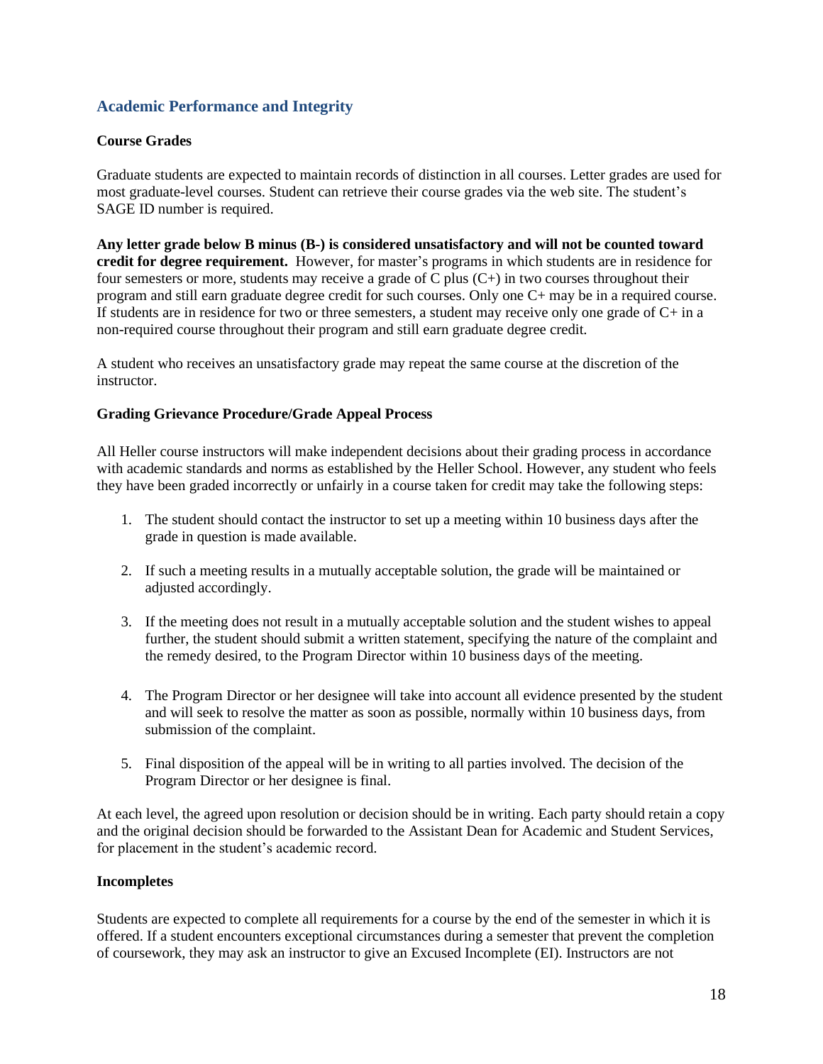## Academic Performance and Integrity

### Course Grades

Graduate students are expected to maintain records of distinction in all courses. Letter grades are used for most graduate-level courses. Student can retrieve their course grades via the web site. The student's SAGE ID number is required.

**Any letter grade below B minus (B-) is considered unsatisfactory and will not be counted toward credit for degree requirement.** However, for master's programs in which students are in residence for four semesters or more, students may receive a grade of C plus (C+) in two courses throughout their program and still earn graduate degree credit for such courses. Only one C+ may be in a required course. If students are in residence for two or three semesters, a student may receive only one grade of C+ in a non-required course throughout their program and still earn graduate degree credit.

A student who receives an unsatisfactory grade may repeat the same course at the discretion of the instructor.

### Grading Grievance Procedure/Grade Appeal Process

All Heller course instructors will make independent decisions about their grading process in accordance with academic standards and norms as established by the Heller School. However, any student who feels they have been graded incorrectly or unfairly in a course taken for credit may take the following steps:

1. The student should contact the instructor to set up a meeting within 10 business days after the grade in question is made available.

2. If such a meeting results in a mutually acceptable solution, the grade will be maintained or adjusted accordingly.

3. If the meeting does not result in a mutually acceptable solution and the student wishes to appeal further, the student should submit a written statement, specifying the nature of the complaint and the remedy desired, to the Program Director within 10 business days of the meeting.

4. The Program Director or her designee will take into account all evidence presented by the student and will seek to resolve the matter as soon as possible, normally within 10 business days, from submission of the complaint.

5. Final disposition of the appeal will be in writing to all parties involved. The decision of the Program Director or her designee is final.

At each level, the agreed upon resolution or decision should be in writing. Each party should retain a copy and the original decision should be forwarded to the Assistant Dean for Academic and Student Services, for placement in the student's academic record.

### Incompletes

Students are expected to complete all requirements for a course by the end of the semester in which it is offered. If a student encounters exceptional circumstances during a semester that prevent the completion of coursework, they may ask an instructor to give an Excused Incomplete (EI). Instructors are not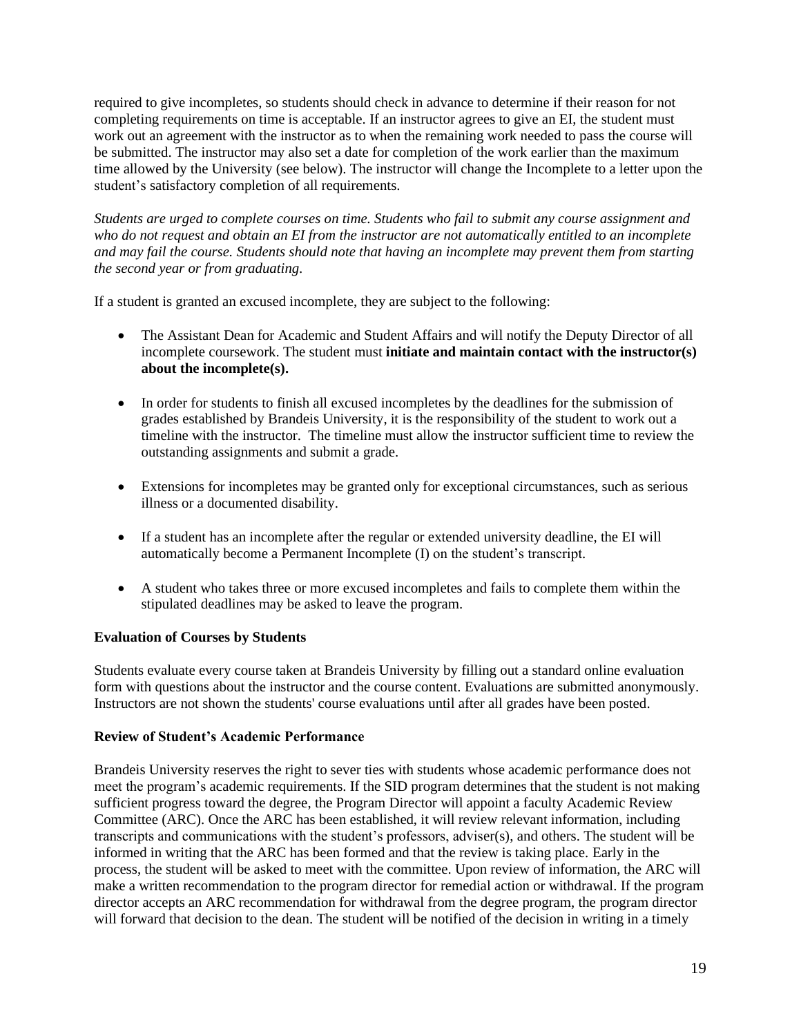required to give incompletes, so students should check in advance to determine if their reason for not completing requirements on time is acceptable. If an instructor agrees to give an EI, the student must work out an agreement with the instructor as to when the remaining work needed to pass the course will be submitted. The instructor may also set a date for completion of the work earlier than the maximum time allowed by the University (see below). The instructor will change the Incomplete to a letter upon the student's satisfactory completion of all requirements.

*Students are urged to complete courses on time. Students who fail to submit any course assignment and who do not request and obtain an EI from the instructor are not automatically entitled to an incomplete and may fail the course. Students should note that having an incomplete may prevent them from starting the second year or from graduating.*

If a student is granted an excused incomplete, they are subject to the following:

- The Assistant Dean for Academic and Student Affairs and will notify the Deputy Director of all incomplete coursework. The student must **initiate and maintain contact with the instructor(s) about the incomplete(s).**

- In order for students to finish all excused incompletes by the deadlines for the submission of grades established by Brandeis University, it is the responsibility of the student to work out a timeline with the instructor. The timeline must allow the instructor sufficient time to review the outstanding assignments and submit a grade.

- Extensions for incompletes may be granted only for exceptional circumstances, such as serious illness or a documented disability.

- If a student has an incomplete after the regular or extended university deadline, the EI will automatically become a Permanent Incomplete (I) on the student's transcript.

- A student who takes three or more excused incompletes and fails to complete them within the stipulated deadlines may be asked to leave the program.

**Evaluation of Courses by Students**

Students evaluate every course taken at Brandeis University by filling out a standard online evaluation form with questions about the instructor and the course content. Evaluations are submitted anonymously. Instructors are not shown the students' course evaluations until after all grades have been posted.

**Review of Student's Academic Performance**

Brandeis University reserves the right to sever ties with students whose academic performance does not meet the program's academic requirements. If the SID program determines that the student is not making sufficient progress toward the degree, the Program Director will appoint a faculty Academic Review Committee (ARC). Once the ARC has been established, it will review relevant information, including transcripts and communications with the student's professors, adviser(s), and others. The student will be informed in writing that the ARC has been formed and that the review is taking place. Early in the process, the student will be asked to meet with the committee. Upon review of information, the ARC will make a written recommendation to the program director for remedial action or withdrawal. If the program director accepts an ARC recommendation for withdrawal from the degree program, the program director will forward that decision to the dean. The student will be notified of the decision in writing in a timely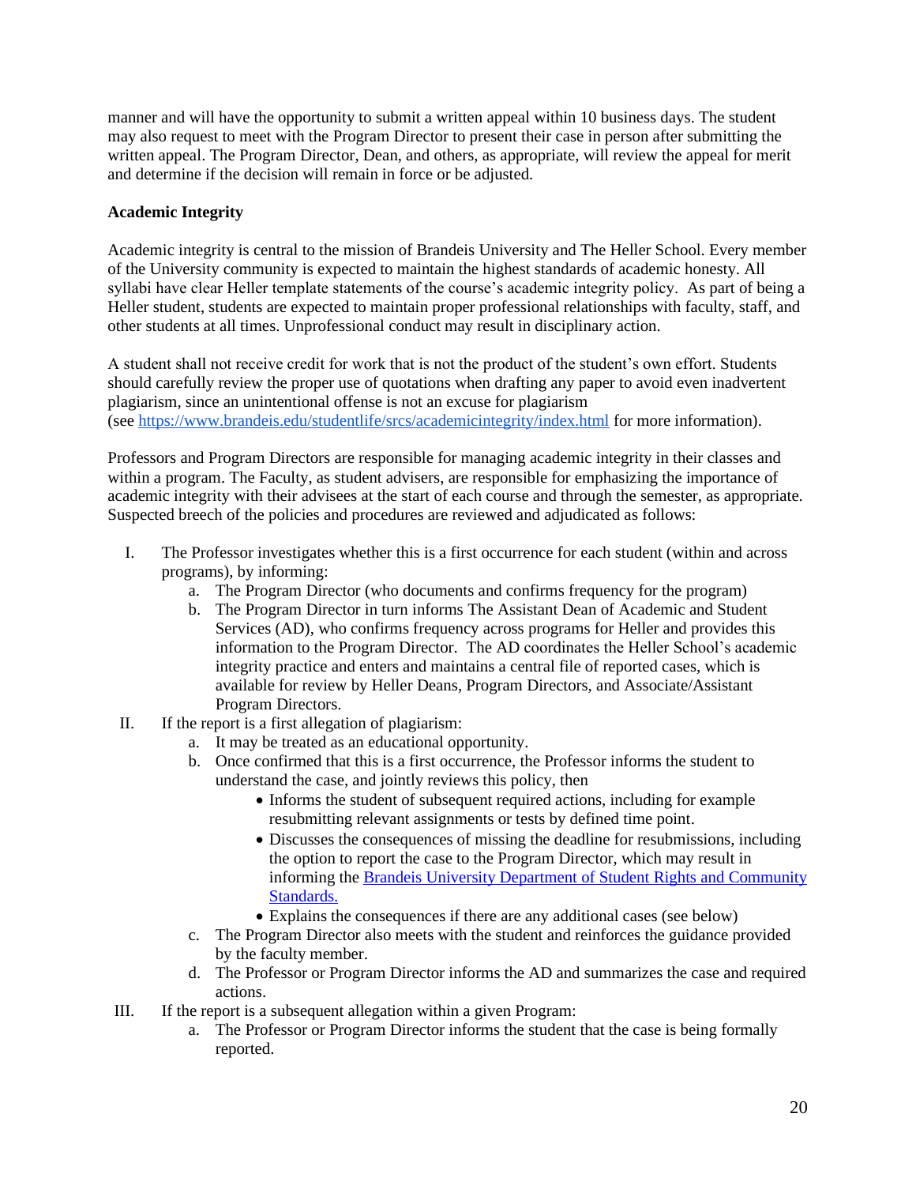manner and will have the opportunity to submit a written appeal within 10 business days. The student may also request to meet with the Program Director to present their case in person after submitting the written appeal. The Program Director, Dean, and others, as appropriate, will review the appeal for merit and determine if the decision will remain in force or be adjusted.

**Academic Integrity**

Academic integrity is central to the mission of Brandeis University and The Heller School. Every member of the University community is expected to maintain the highest standards of academic honesty. All syllabi have clear Heller template statements of the course's academic integrity policy. As part of being a Heller student, students are expected to maintain proper professional relationships with faculty, staff, and other students at all times. Unprofessional conduct may result in disciplinary action.

A student shall not receive credit for work that is not the product of the student's own effort. Students should carefully review the proper use of quotations when drafting any paper to avoid even inadvertent plagiarism, since an unintentional offense is not an excuse for plagiarism (see [https://www.brandeis.edu/studentlife/srcs/academicintegrity/index.html](https://www.brandeis.edu/studentlife/srcs/academicintegrity/index.html) for more information).

Professors and Program Directors are responsible for managing academic integrity in their classes and within a program. The Faculty, as student advisers, are responsible for emphasizing the importance of academic integrity with their advisees at the start of each course and through the semester, as appropriate. Suspected breech of the policies and procedures are reviewed and adjudicated as follows:

I. The Professor investigates whether this is a first occurrence for each student (within and across programs), by informing:
   a. The Program Director (who documents and confirms frequency for the program)
   b. The Program Director in turn informs The Assistant Dean of Academic and Student Services (AD), who confirms frequency across programs for Heller and provides this information to the Program Director. The AD coordinates the Heller School's academic integrity practice and enters and maintains a central file of reported cases, which is available for review by Heller Deans, Program Directors, and Associate/Assistant Program Directors.

II. If the report is a first allegation of plagiarism:
   a. It may be treated as an educational opportunity.
   b. Once confirmed that this is a first occurrence, the Professor informs the student to understand the case, and jointly reviews this policy, then
      - Informs the student of subsequent required actions, including for example resubmitting relevant assignments or tests by defined time point.
      - Discusses the consequences of missing the deadline for resubmissions, including the option to report the case to the Program Director, which may result in informing the [Brandeis University Department of Student Rights and Community Standards.]
      - Explains the consequences if there are any additional cases (see below)
   c. The Program Director also meets with the student and reinforces the guidance provided by the faculty member.
   d. The Professor or Program Director informs the AD and summarizes the case and required actions.

III. If the report is a subsequent allegation within a given Program:
   a. The Professor or Program Director informs the student that the case is being formally reported.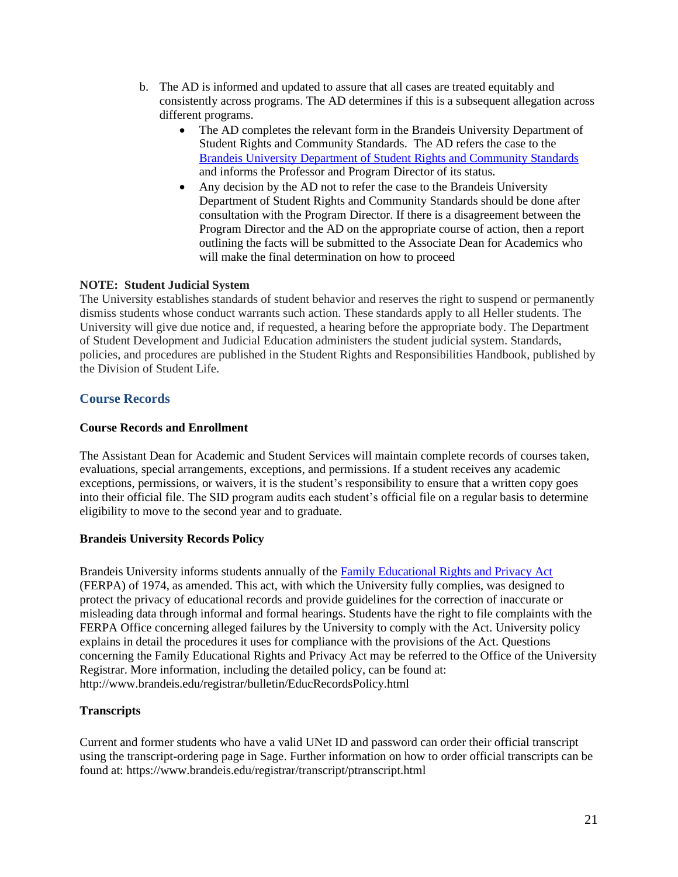b. The AD is informed and updated to assure that all cases are treated equitably and consistently across programs. The AD determines if this is a subsequent allegation across different programs.
    - The AD completes the relevant form in the Brandeis University Department of Student Rights and Community Standards. The AD refers the case to the [Brandeis University Department of Student Rights and Community Standards](#) and informs the Professor and Program Director of its status.
    - Any decision by the AD not to refer the case to the Brandeis University Department of Student Rights and Community Standards should be done after consultation with the Program Director. If there is a disagreement between the Program Director and the AD on the appropriate course of action, then a report outlining the facts will be submitted to the Associate Dean for Academics who will make the final determination on how to proceed

**NOTE: Student Judicial System**

The University establishes standards of student behavior and reserves the right to suspend or permanently dismiss students whose conduct warrants such action. These standards apply to all Heller students. The University will give due notice and, if requested, a hearing before the appropriate body. The Department of Student Development and Judicial Education administers the student judicial system. Standards, policies, and procedures are published in the Student Rights and Responsibilities Handbook, published by the Division of Student Life.

## Course Records

### Course Records and Enrollment

The Assistant Dean for Academic and Student Services will maintain complete records of courses taken, evaluations, special arrangements, exceptions, and permissions. If a student receives any academic exceptions, permissions, or waivers, it is the student's responsibility to ensure that a written copy goes into their official file. The SID program audits each student's official file on a regular basis to determine eligibility to move to the second year and to graduate.

### Brandeis University Records Policy

Brandeis University informs students annually of the [Family Educational Rights and Privacy Act](#) (FERPA) of 1974, as amended. This act, with which the University fully complies, was designed to protect the privacy of educational records and provide guidelines for the correction of inaccurate or misleading data through informal and formal hearings. Students have the right to file complaints with the FERPA Office concerning alleged failures by the University to comply with the Act. University policy explains in detail the procedures it uses for compliance with the provisions of the Act. Questions concerning the Family Educational Rights and Privacy Act may be referred to the Office of the University Registrar. More information, including the detailed policy, can be found at: http://www.brandeis.edu/registrar/bulletin/EducRecordsPolicy.html

### Transcripts

Current and former students who have a valid UNet ID and password can order their official transcript using the transcript-ordering page in Sage. Further information on how to order official transcripts can be found at: https://www.brandeis.edu/registrar/transcript/ptranscript.html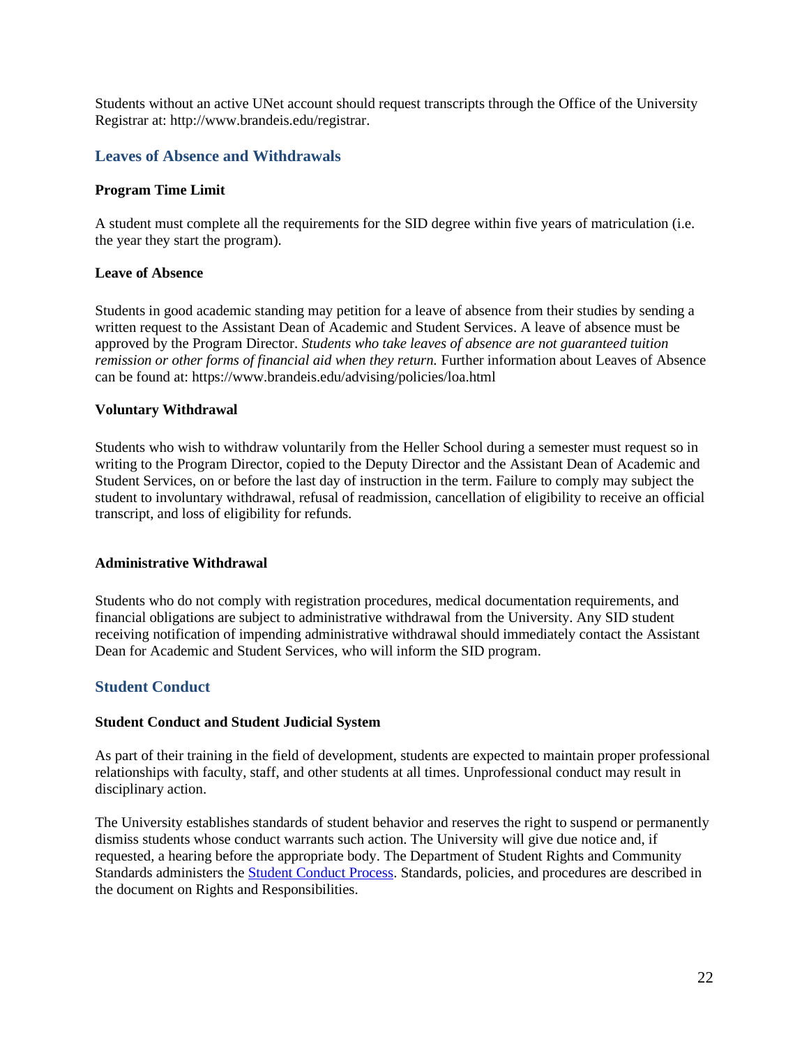Students without an active UNet account should request transcripts through the Office of the University Registrar at: http://www.brandeis.edu/registrar.

## Leaves of Absence and Withdrawals

**Program Time Limit**

A student must complete all the requirements for the SID degree within five years of matriculation (i.e. the year they start the program).

**Leave of Absence**

Students in good academic standing may petition for a leave of absence from their studies by sending a written request to the Assistant Dean of Academic and Student Services. A leave of absence must be approved by the Program Director. *Students who take leaves of absence are not guaranteed tuition remission or other forms of financial aid when they return.* Further information about Leaves of Absence can be found at: https://www.brandeis.edu/advising/policies/loa.html

**Voluntary Withdrawal**

Students who wish to withdraw voluntarily from the Heller School during a semester must request so in writing to the Program Director, copied to the Deputy Director and the Assistant Dean of Academic and Student Services, on or before the last day of instruction in the term. Failure to comply may subject the student to involuntary withdrawal, refusal of readmission, cancellation of eligibility to receive an official transcript, and loss of eligibility for refunds.

**Administrative Withdrawal**

Students who do not comply with registration procedures, medical documentation requirements, and financial obligations are subject to administrative withdrawal from the University. Any SID student receiving notification of impending administrative withdrawal should immediately contact the Assistant Dean for Academic and Student Services, who will inform the SID program.

## Student Conduct

**Student Conduct and Student Judicial System**

As part of their training in the field of development, students are expected to maintain proper professional relationships with faculty, staff, and other students at all times. Unprofessional conduct may result in disciplinary action.

The University establishes standards of student behavior and reserves the right to suspend or permanently dismiss students whose conduct warrants such action. The University will give due notice and, if requested, a hearing before the appropriate body. The Department of Student Rights and Community Standards administers the Student Conduct Process. Standards, policies, and procedures are described in the document on Rights and Responsibilities.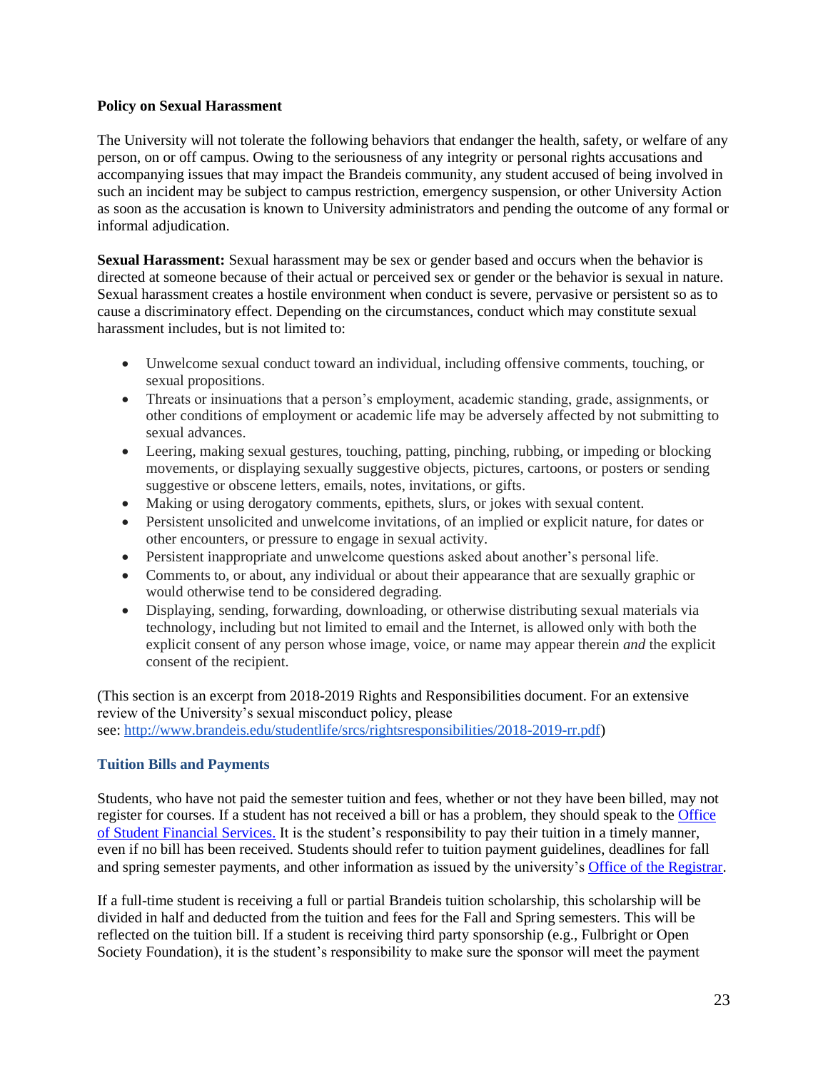**Policy on Sexual Harassment**

The University will not tolerate the following behaviors that endanger the health, safety, or welfare of any person, on or off campus. Owing to the seriousness of any integrity or personal rights accusations and accompanying issues that may impact the Brandeis community, any student accused of being involved in such an incident may be subject to campus restriction, emergency suspension, or other University Action as soon as the accusation is known to University administrators and pending the outcome of any formal or informal adjudication.

**Sexual Harassment:** Sexual harassment may be sex or gender based and occurs when the behavior is directed at someone because of their actual or perceived sex or gender or the behavior is sexual in nature. Sexual harassment creates a hostile environment when conduct is severe, pervasive or persistent so as to cause a discriminatory effect. Depending on the circumstances, conduct which may constitute sexual harassment includes, but is not limited to:

- Unwelcome sexual conduct toward an individual, including offensive comments, touching, or sexual propositions.
- Threats or insinuations that a person's employment, academic standing, grade, assignments, or other conditions of employment or academic life may be adversely affected by not submitting to sexual advances.
- Leering, making sexual gestures, touching, patting, pinching, rubbing, or impeding or blocking movements, or displaying sexually suggestive objects, pictures, cartoons, or posters or sending suggestive or obscene letters, emails, notes, invitations, or gifts.
- Making or using derogatory comments, epithets, slurs, or jokes with sexual content.
- Persistent unsolicited and unwelcome invitations, of an implied or explicit nature, for dates or other encounters, or pressure to engage in sexual activity.
- Persistent inappropriate and unwelcome questions asked about another's personal life.
- Comments to, or about, any individual or about their appearance that are sexually graphic or would otherwise tend to be considered degrading.
- Displaying, sending, forwarding, downloading, or otherwise distributing sexual materials via technology, including but not limited to email and the Internet, is allowed only with both the explicit consent of any person whose image, voice, or name may appear therein *and* the explicit consent of the recipient.

(This section is an excerpt from 2018-2019 Rights and Responsibilities document. For an extensive review of the University's sexual misconduct policy, please see: [http://www.brandeis.edu/studentlife/srcs/rightsresponsibilities/2018-2019-rr.pdf](http://www.brandeis.edu/studentlife/srcs/rightsresponsibilities/2018-2019-rr.pdf))

### Tuition Bills and Payments

Students, who have not paid the semester tuition and fees, whether or not they have been billed, may not register for courses. If a student has not received a bill or has a problem, they should speak to the Office of Student Financial Services. It is the student's responsibility to pay their tuition in a timely manner, even if no bill has been received. Students should refer to tuition payment guidelines, deadlines for fall and spring semester payments, and other information as issued by the university's Office of the Registrar.

If a full-time student is receiving a full or partial Brandeis tuition scholarship, this scholarship will be divided in half and deducted from the tuition and fees for the Fall and Spring semesters. This will be reflected on the tuition bill. If a student is receiving third party sponsorship (e.g., Fulbright or Open Society Foundation), it is the student's responsibility to make sure the sponsor will meet the payment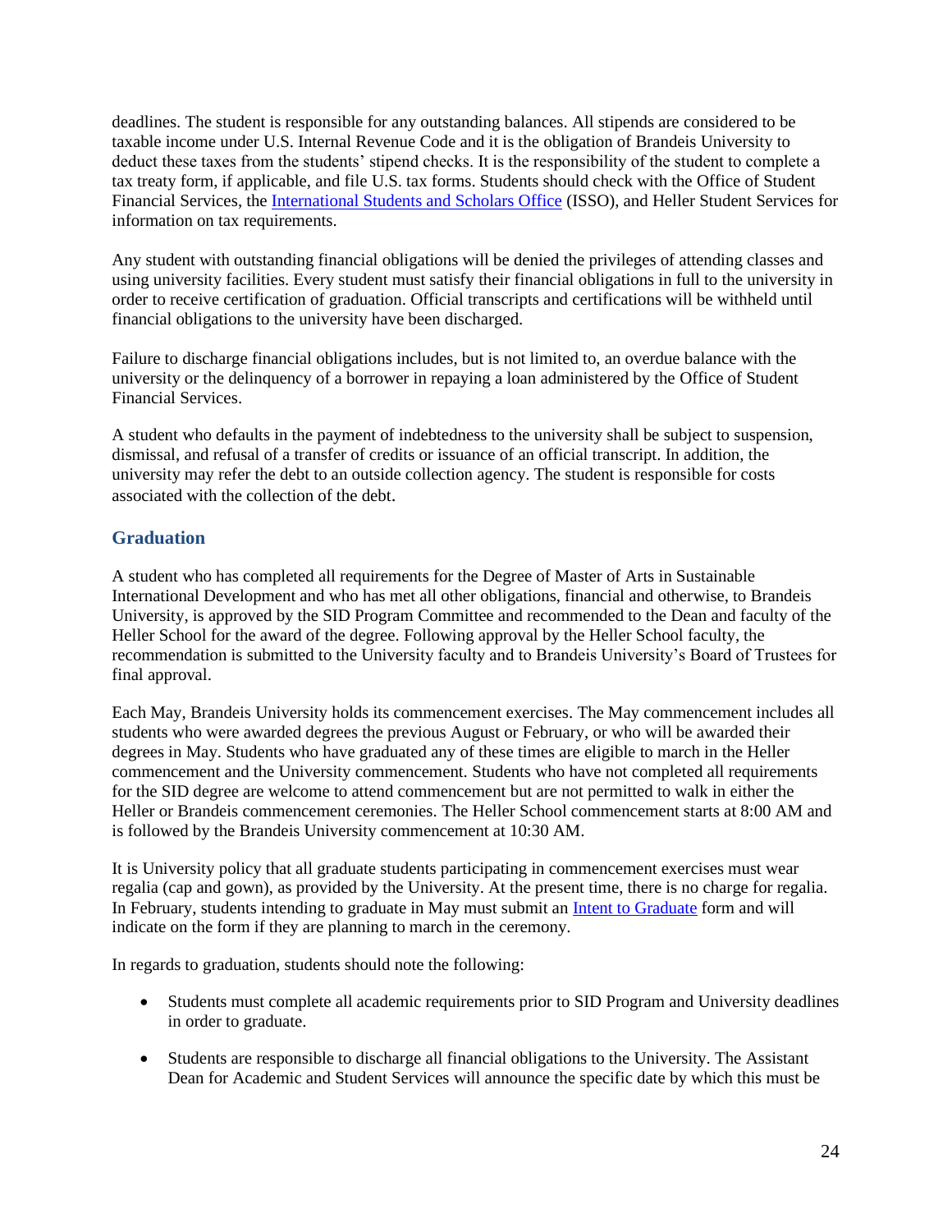deadlines. The student is responsible for any outstanding balances. All stipends are considered to be taxable income under U.S. Internal Revenue Code and it is the obligation of Brandeis University to deduct these taxes from the students' stipend checks. It is the responsibility of the student to complete a tax treaty form, if applicable, and file U.S. tax forms. Students should check with the Office of Student Financial Services, the [International Students and Scholars Office](#) (ISSO), and Heller Student Services for information on tax requirements.

Any student with outstanding financial obligations will be denied the privileges of attending classes and using university facilities. Every student must satisfy their financial obligations in full to the university in order to receive certification of graduation. Official transcripts and certifications will be withheld until financial obligations to the university have been discharged.

Failure to discharge financial obligations includes, but is not limited to, an overdue balance with the university or the delinquency of a borrower in repaying a loan administered by the Office of Student Financial Services.

A student who defaults in the payment of indebtedness to the university shall be subject to suspension, dismissal, and refusal of a transfer of credits or issuance of an official transcript. In addition, the university may refer the debt to an outside collection agency. The student is responsible for costs associated with the collection of the debt.

## Graduation

A student who has completed all requirements for the Degree of Master of Arts in Sustainable International Development and who has met all other obligations, financial and otherwise, to Brandeis University, is approved by the SID Program Committee and recommended to the Dean and faculty of the Heller School for the award of the degree. Following approval by the Heller School faculty, the recommendation is submitted to the University faculty and to Brandeis University's Board of Trustees for final approval.

Each May, Brandeis University holds its commencement exercises. The May commencement includes all students who were awarded degrees the previous August or February, or who will be awarded their degrees in May. Students who have graduated any of these times are eligible to march in the Heller commencement and the University commencement. Students who have not completed all requirements for the SID degree are welcome to attend commencement but are not permitted to walk in either the Heller or Brandeis commencement ceremonies. The Heller School commencement starts at 8:00 AM and is followed by the Brandeis University commencement at 10:30 AM.

It is University policy that all graduate students participating in commencement exercises must wear regalia (cap and gown), as provided by the University. At the present time, there is no charge for regalia. In February, students intending to graduate in May must submit an [Intent to Graduate](#) form and will indicate on the form if they are planning to march in the ceremony.

In regards to graduation, students should note the following:

- Students must complete all academic requirements prior to SID Program and University deadlines in order to graduate.
- Students are responsible to discharge all financial obligations to the University. The Assistant Dean for Academic and Student Services will announce the specific date by which this must be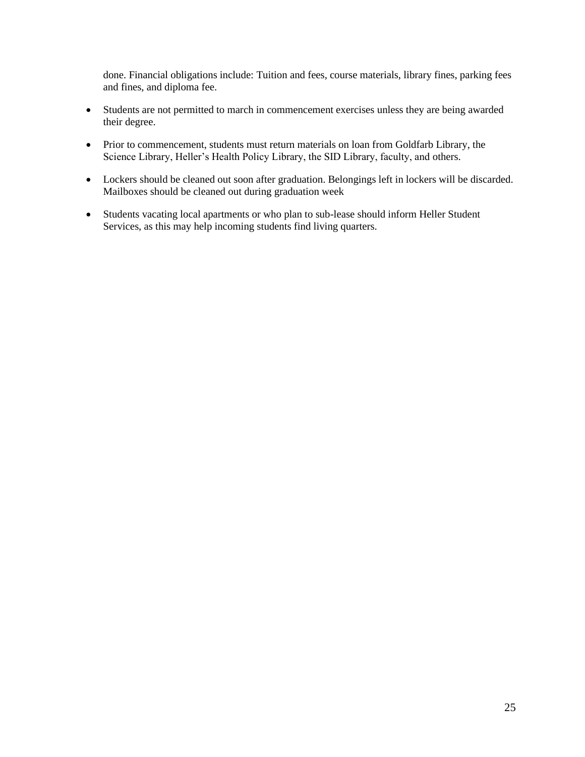done. Financial obligations include: Tuition and fees, course materials, library fines, parking fees and fines, and diploma fee.

- Students are not permitted to march in commencement exercises unless they are being awarded their degree.
- Prior to commencement, students must return materials on loan from Goldfarb Library, the Science Library, Heller's Health Policy Library, the SID Library, faculty, and others.
- Lockers should be cleaned out soon after graduation. Belongings left in lockers will be discarded. Mailboxes should be cleaned out during graduation week
- Students vacating local apartments or who plan to sub-lease should inform Heller Student Services, as this may help incoming students find living quarters.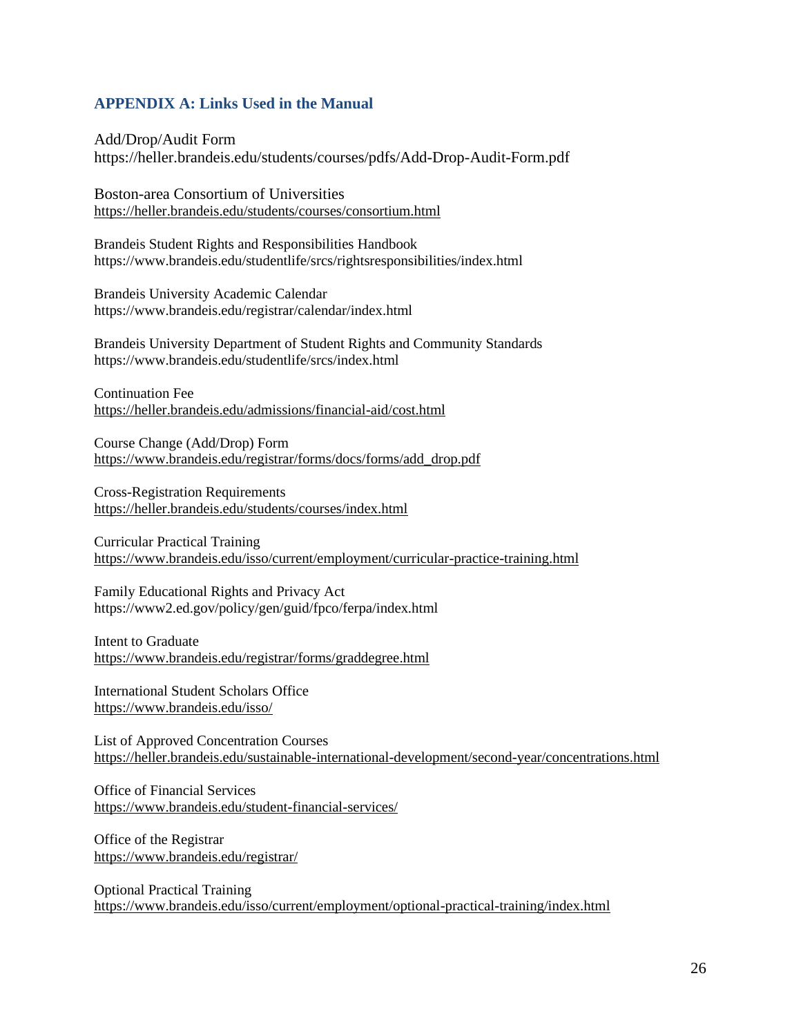## APPENDIX A: Links Used in the Manual

Add/Drop/Audit Form
https://heller.brandeis.edu/students/courses/pdfs/Add-Drop-Audit-Form.pdf

Boston-area Consortium of Universities
https://heller.brandeis.edu/students/courses/consortium.html

Brandeis Student Rights and Responsibilities Handbook
https://www.brandeis.edu/studentlife/srcs/rightsresponsibilities/index.html

Brandeis University Academic Calendar
https://www.brandeis.edu/registrar/calendar/index.html

Brandeis University Department of Student Rights and Community Standards
https://www.brandeis.edu/studentlife/srcs/index.html

Continuation Fee
https://heller.brandeis.edu/admissions/financial-aid/cost.html

Course Change (Add/Drop) Form
https://www.brandeis.edu/registrar/forms/docs/forms/add_drop.pdf

Cross-Registration Requirements
https://heller.brandeis.edu/students/courses/index.html

Curricular Practical Training
https://www.brandeis.edu/isso/current/employment/curricular-practice-training.html

Family Educational Rights and Privacy Act
https://www2.ed.gov/policy/gen/guid/fpco/ferpa/index.html

Intent to Graduate
https://www.brandeis.edu/registrar/forms/graddegree.html

International Student Scholars Office
https://www.brandeis.edu/isso/

List of Approved Concentration Courses
https://heller.brandeis.edu/sustainable-international-development/second-year/concentrations.html

Office of Financial Services
https://www.brandeis.edu/student-financial-services/

Office of the Registrar
https://www.brandeis.edu/registrar/

Optional Practical Training
https://www.brandeis.edu/isso/current/employment/optional-practical-training/index.html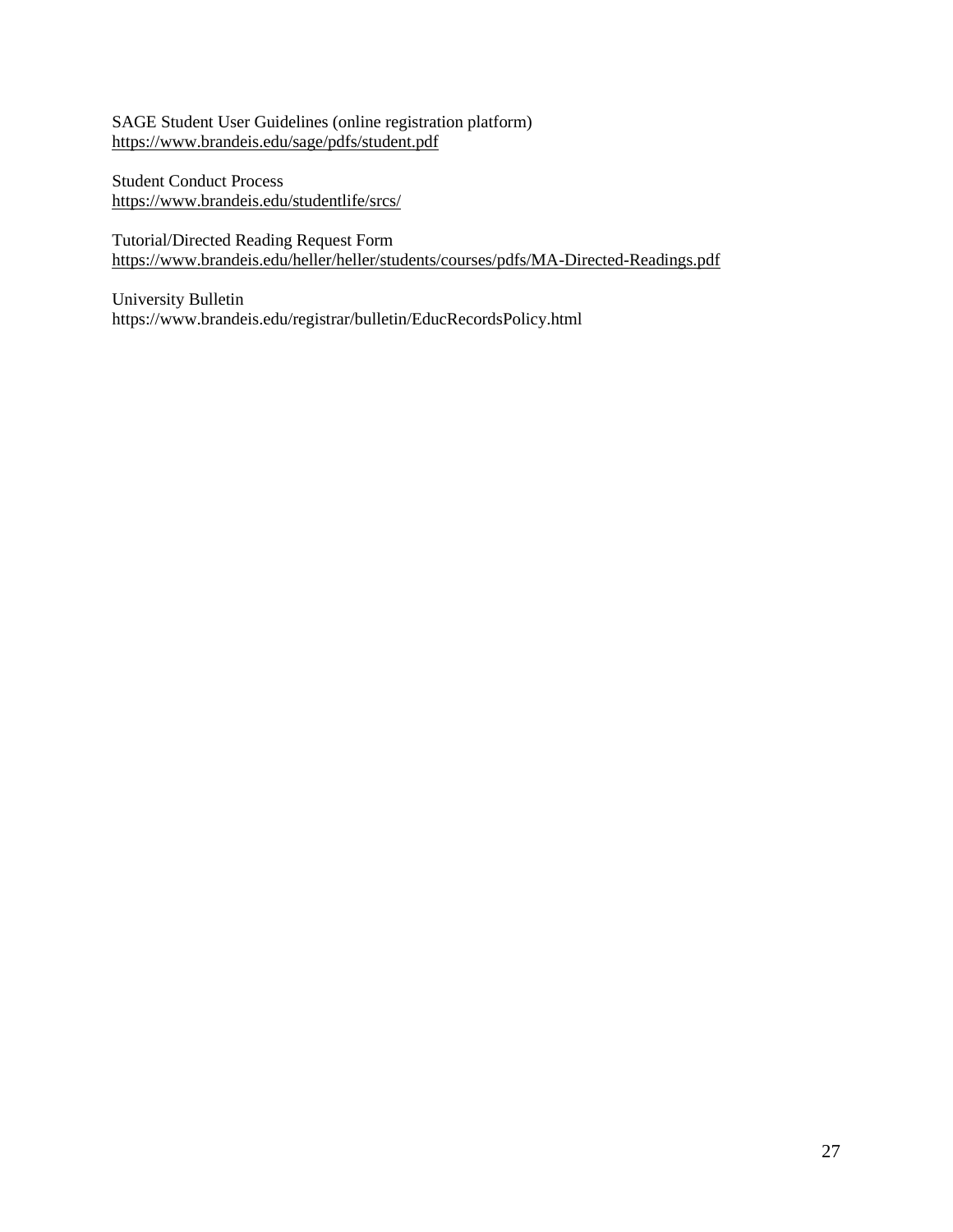SAGE Student User Guidelines (online registration platform)
https://www.brandeis.edu/sage/pdfs/student.pdf

Student Conduct Process
https://www.brandeis.edu/studentlife/srcs/

Tutorial/Directed Reading Request Form
https://www.brandeis.edu/heller/heller/students/courses/pdfs/MA-Directed-Readings.pdf

University Bulletin
https://www.brandeis.edu/registrar/bulletin/EducRecordsPolicy.html